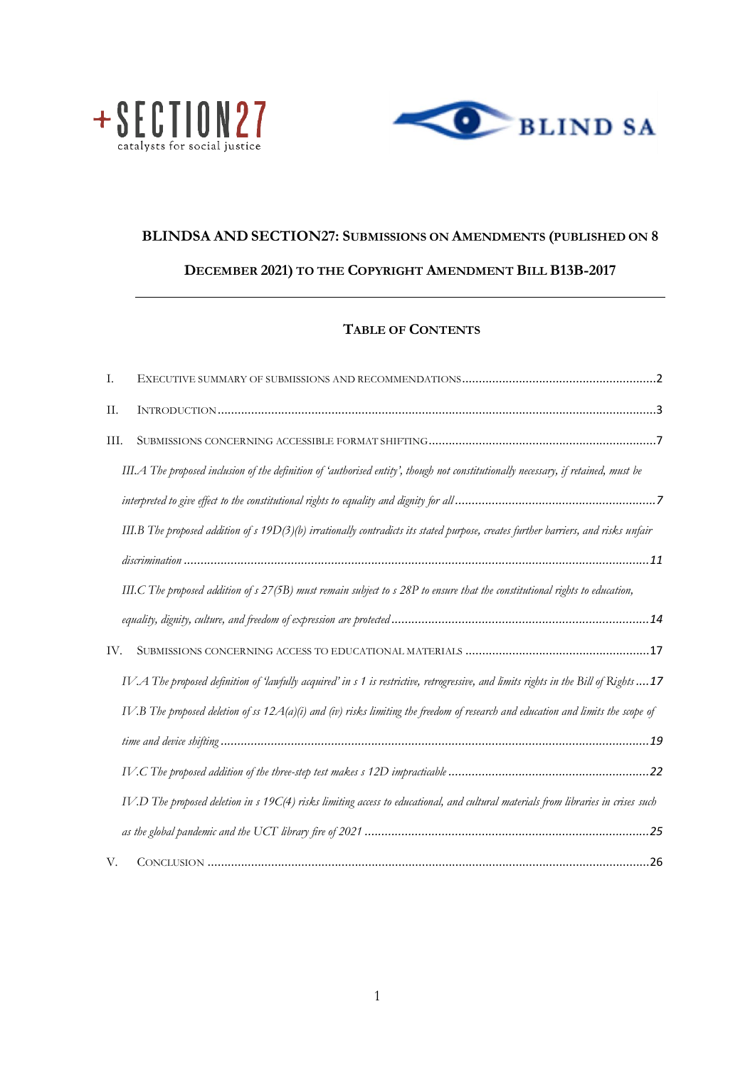**BLINDSA AND SECTION27: SUBMISSIONS ON AMENDMENTS (PUBLISHED ON 8 DECEMBER 2021) TO THE COPYRIGHT AMENDMENT BILL B13B-2017**

---

**TABLE OF CONTENTS**

I. EXECUTIVE SUMMARY OF SUBMISSIONS AND RECOMMENDATIONS ........ 2

II. INTRODUCTION ........ 3

III. SUBMISSIONS CONCERNING ACCESSIBLE FORMAT SHIFTING ........ 7

*III.A The proposed inclusion of the definition of 'authorised entity', though not constitutionally necessary, if retained, must be interpreted to give effect to the constitutional rights to equality and dignity for all* ........ 7

*III.B The proposed addition of s 19D(3)(b) irrationally contradicts its stated purpose, creates further barriers, and risks unfair discrimination* ........ 11

*III.C The proposed addition of s 27(5B) must remain subject to s 28P to ensure that the constitutional rights to education, equality, dignity, culture, and freedom of expression are protected* ........ 14

IV. SUBMISSIONS CONCERNING ACCESS TO EDUCATIONAL MATERIALS ........ 17

*IV.A The proposed definition of 'lawfully acquired' in s 1 is restrictive, retrogressive, and limits rights in the Bill of Rights* ........ 17

*IV.B The proposed deletion of ss 12A(a)(i) and (iv) risks limiting the freedom of research and education and limits the scope of time and device shifting* ........ 19

*IV.C The proposed addition of the three-step test makes s 12D impracticable* ........ 22

*IV.D The proposed deletion in s 19C(4) risks limiting access to educational, and cultural materials from libraries in crises such as the global pandemic and the UCT library fire of 2021* ........ 25

V. CONCLUSION ........ 26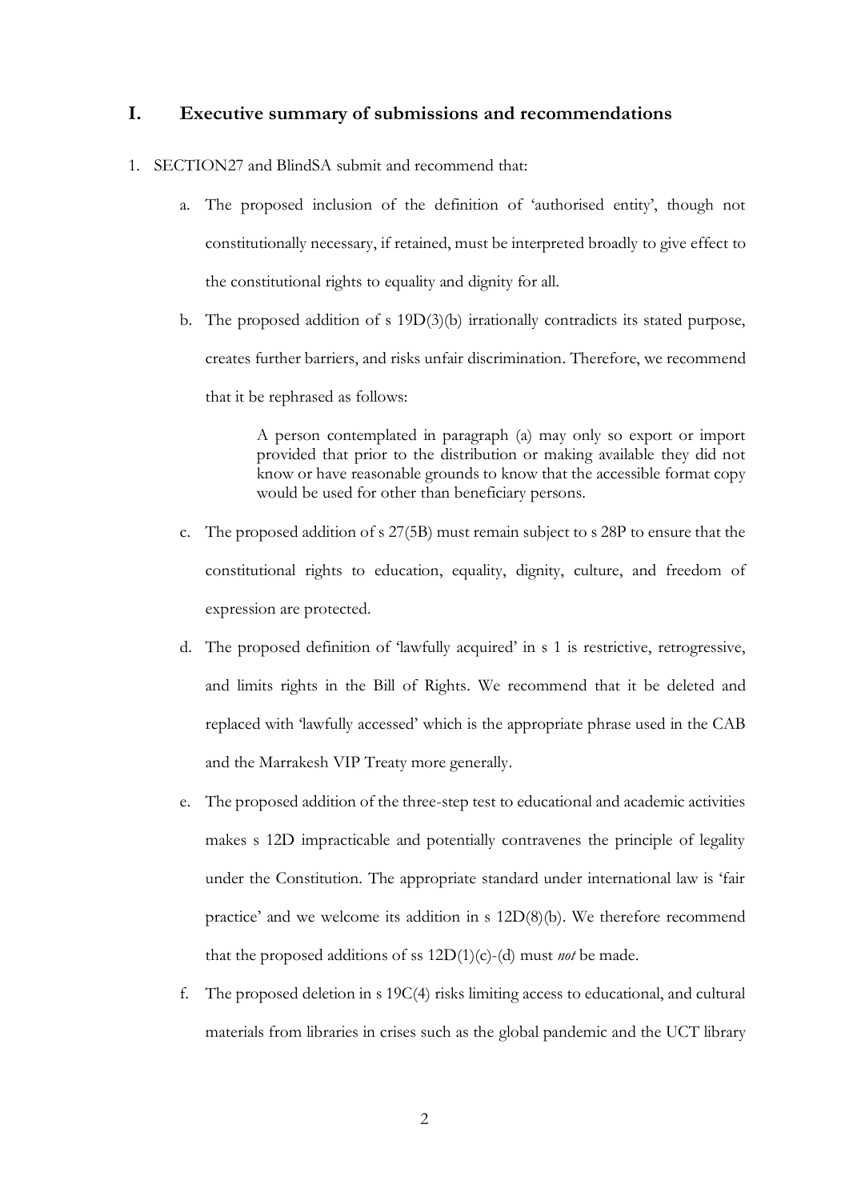## I. Executive summary of submissions and recommendations

1. SECTION27 and BlindSA submit and recommend that:

   a. The proposed inclusion of the definition of 'authorised entity', though not constitutionally necessary, if retained, must be interpreted broadly to give effect to the constitutional rights to equality and dignity for all.

   b. The proposed addition of s 19D(3)(b) irrationally contradicts its stated purpose, creates further barriers, and risks unfair discrimination. Therefore, we recommend that it be rephrased as follows:

      > A person contemplated in paragraph (a) may only so export or import provided that prior to the distribution or making available they did not know or have reasonable grounds to know that the accessible format copy would be used for other than beneficiary persons.

   c. The proposed addition of s 27(5B) must remain subject to s 28P to ensure that the constitutional rights to education, equality, dignity, culture, and freedom of expression are protected.

   d. The proposed definition of 'lawfully acquired' in s 1 is restrictive, retrogressive, and limits rights in the Bill of Rights. We recommend that it be deleted and replaced with 'lawfully accessed' which is the appropriate phrase used in the CAB and the Marrakesh VIP Treaty more generally.

   e. The proposed addition of the three-step test to educational and academic activities makes s 12D impracticable and potentially contravenes the principle of legality under the Constitution. The appropriate standard under international law is 'fair practice' and we welcome its addition in s 12D(8)(b). We therefore recommend that the proposed additions of ss 12D(1)(c)-(d) must *not* be made.

   f. The proposed deletion in s 19C(4) risks limiting access to educational, and cultural materials from libraries in crises such as the global pandemic and the UCT library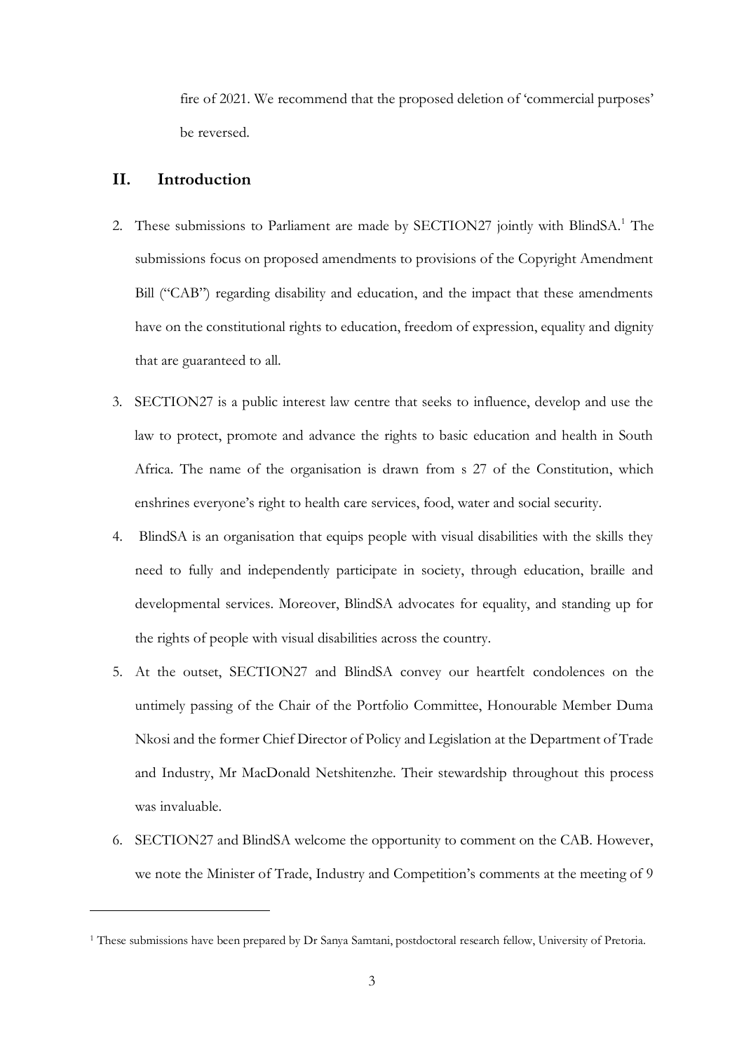fire of 2021. We recommend that the proposed deletion of 'commercial purposes' be reversed.

## II. Introduction

2. These submissions to Parliament are made by SECTION27 jointly with BlindSA.[1] The submissions focus on proposed amendments to provisions of the Copyright Amendment Bill ("CAB") regarding disability and education, and the impact that these amendments have on the constitutional rights to education, freedom of expression, equality and dignity that are guaranteed to all.

3. SECTION27 is a public interest law centre that seeks to influence, develop and use the law to protect, promote and advance the rights to basic education and health in South Africa. The name of the organisation is drawn from s 27 of the Constitution, which enshrines everyone's right to health care services, food, water and social security.

4. BlindSA is an organisation that equips people with visual disabilities with the skills they need to fully and independently participate in society, through education, braille and developmental services. Moreover, BlindSA advocates for equality, and standing up for the rights of people with visual disabilities across the country.

5. At the outset, SECTION27 and BlindSA convey our heartfelt condolences on the untimely passing of the Chair of the Portfolio Committee, Honourable Member Duma Nkosi and the former Chief Director of Policy and Legislation at the Department of Trade and Industry, Mr MacDonald Netshitenzhe. Their stewardship throughout this process was invaluable.

6. SECTION27 and BlindSA welcome the opportunity to comment on the CAB. However, we note the Minister of Trade, Industry and Competition's comments at the meeting of 9

---

[1] These submissions have been prepared by Dr Sanya Samtani, postdoctoral research fellow, University of Pretoria.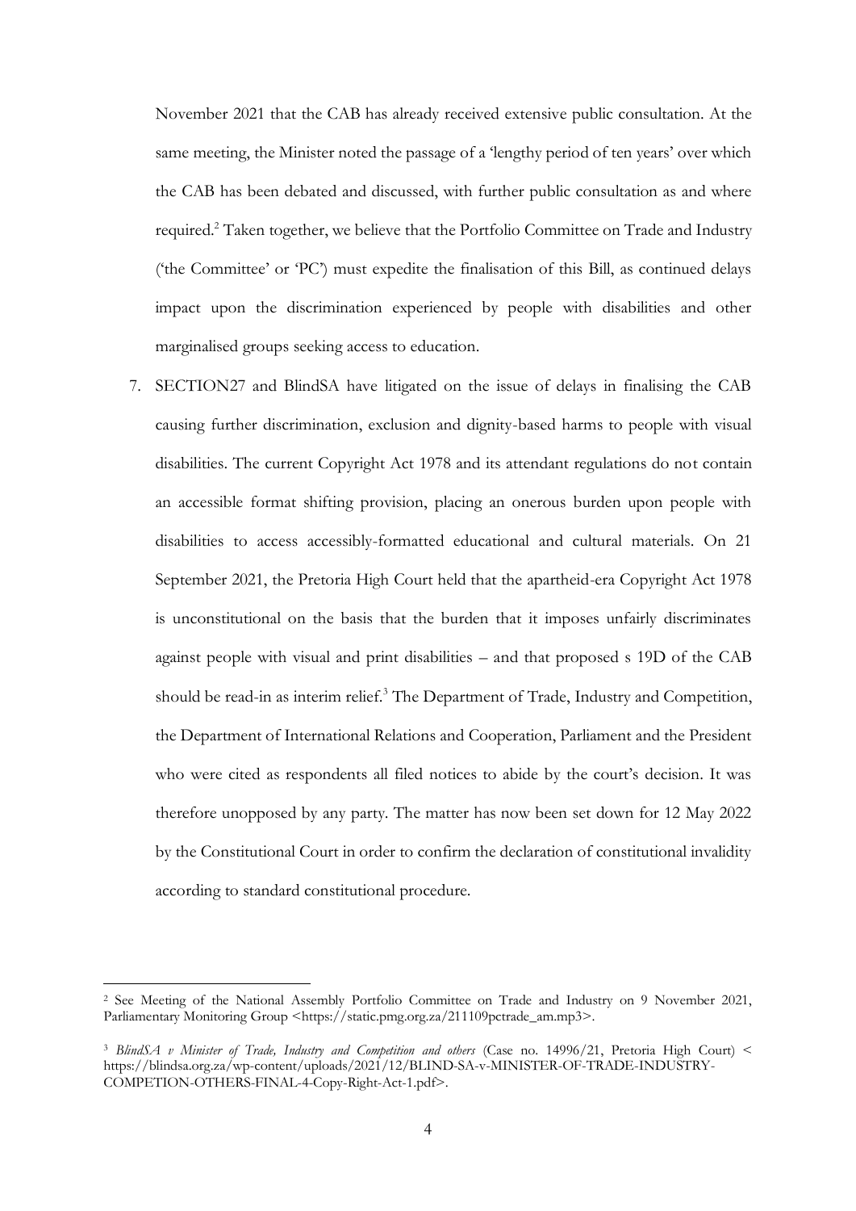November 2021 that the CAB has already received extensive public consultation. At the same meeting, the Minister noted the passage of a 'lengthy period of ten years' over which the CAB has been debated and discussed, with further public consultation as and where required.[2] Taken together, we believe that the Portfolio Committee on Trade and Industry ('the Committee' or 'PC') must expedite the finalisation of this Bill, as continued delays impact upon the discrimination experienced by people with disabilities and other marginalised groups seeking access to education.

7. SECTION27 and BlindSA have litigated on the issue of delays in finalising the CAB causing further discrimination, exclusion and dignity-based harms to people with visual disabilities. The current Copyright Act 1978 and its attendant regulations do not contain an accessible format shifting provision, placing an onerous burden upon people with disabilities to access accessibly-formatted educational and cultural materials. On 21 September 2021, the Pretoria High Court held that the apartheid-era Copyright Act 1978 is unconstitutional on the basis that the burden that it imposes unfairly discriminates against people with visual and print disabilities – and that proposed s 19D of the CAB should be read-in as interim relief.[3] The Department of Trade, Industry and Competition, the Department of International Relations and Cooperation, Parliament and the President who were cited as respondents all filed notices to abide by the court's decision. It was therefore unopposed by any party. The matter has now been set down for 12 May 2022 by the Constitutional Court in order to confirm the declaration of constitutional invalidity according to standard constitutional procedure.

---

[2] See Meeting of the National Assembly Portfolio Committee on Trade and Industry on 9 November 2021, Parliamentary Monitoring Group <https://static.pmg.org.za/211109pctrade_am.mp3>.

[3] *BlindSA v Minister of Trade, Industry and Competition and others* (Case no. 14996/21, Pretoria High Court) < https://blindsa.org.za/wp-content/uploads/2021/12/BLIND-SA-v-MINISTER-OF-TRADE-INDUSTRY-COMPETION-OTHERS-FINAL-4-Copy-Right-Act-1.pdf>.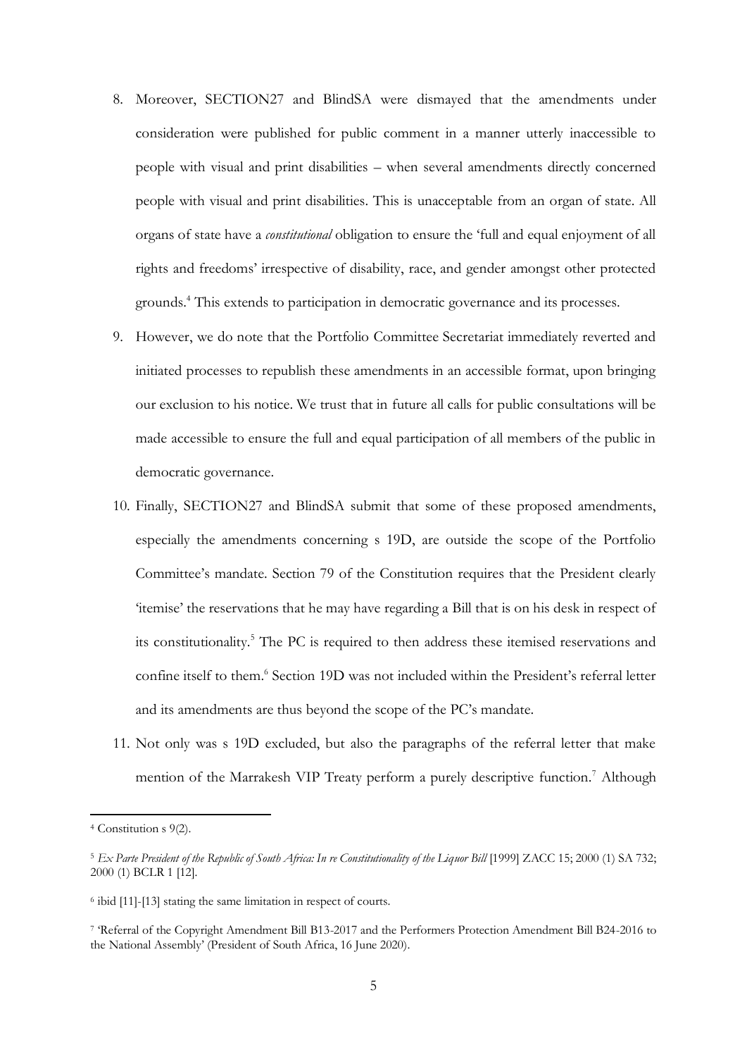8. Moreover, SECTION27 and BlindSA were dismayed that the amendments under consideration were published for public comment in a manner utterly inaccessible to people with visual and print disabilities – when several amendments directly concerned people with visual and print disabilities. This is unacceptable from an organ of state. All organs of state have a *constitutional* obligation to ensure the 'full and equal enjoyment of all rights and freedoms' irrespective of disability, race, and gender amongst other protected grounds.[4] This extends to participation in democratic governance and its processes.

9. However, we do note that the Portfolio Committee Secretariat immediately reverted and initiated processes to republish these amendments in an accessible format, upon bringing our exclusion to his notice. We trust that in future all calls for public consultations will be made accessible to ensure the full and equal participation of all members of the public in democratic governance.

10. Finally, SECTION27 and BlindSA submit that some of these proposed amendments, especially the amendments concerning s 19D, are outside the scope of the Portfolio Committee's mandate. Section 79 of the Constitution requires that the President clearly 'itemise' the reservations that he may have regarding a Bill that is on his desk in respect of its constitutionality.[5] The PC is required to then address these itemised reservations and confine itself to them.[6] Section 19D was not included within the President's referral letter and its amendments are thus beyond the scope of the PC's mandate.

11. Not only was s 19D excluded, but also the paragraphs of the referral letter that make mention of the Marrakesh VIP Treaty perform a purely descriptive function.[7] Although

---

[4] Constitution s 9(2).

[5] *Ex Parte President of the Republic of South Africa: In re Constitutionality of the Liquor Bill* [1999] ZACC 15; 2000 (1) SA 732; 2000 (1) BCLR 1 [12].

[6] ibid [11]-[13] stating the same limitation in respect of courts.

[7] 'Referral of the Copyright Amendment Bill B13-2017 and the Performers Protection Amendment Bill B24-2016 to the National Assembly' (President of South Africa, 16 June 2020).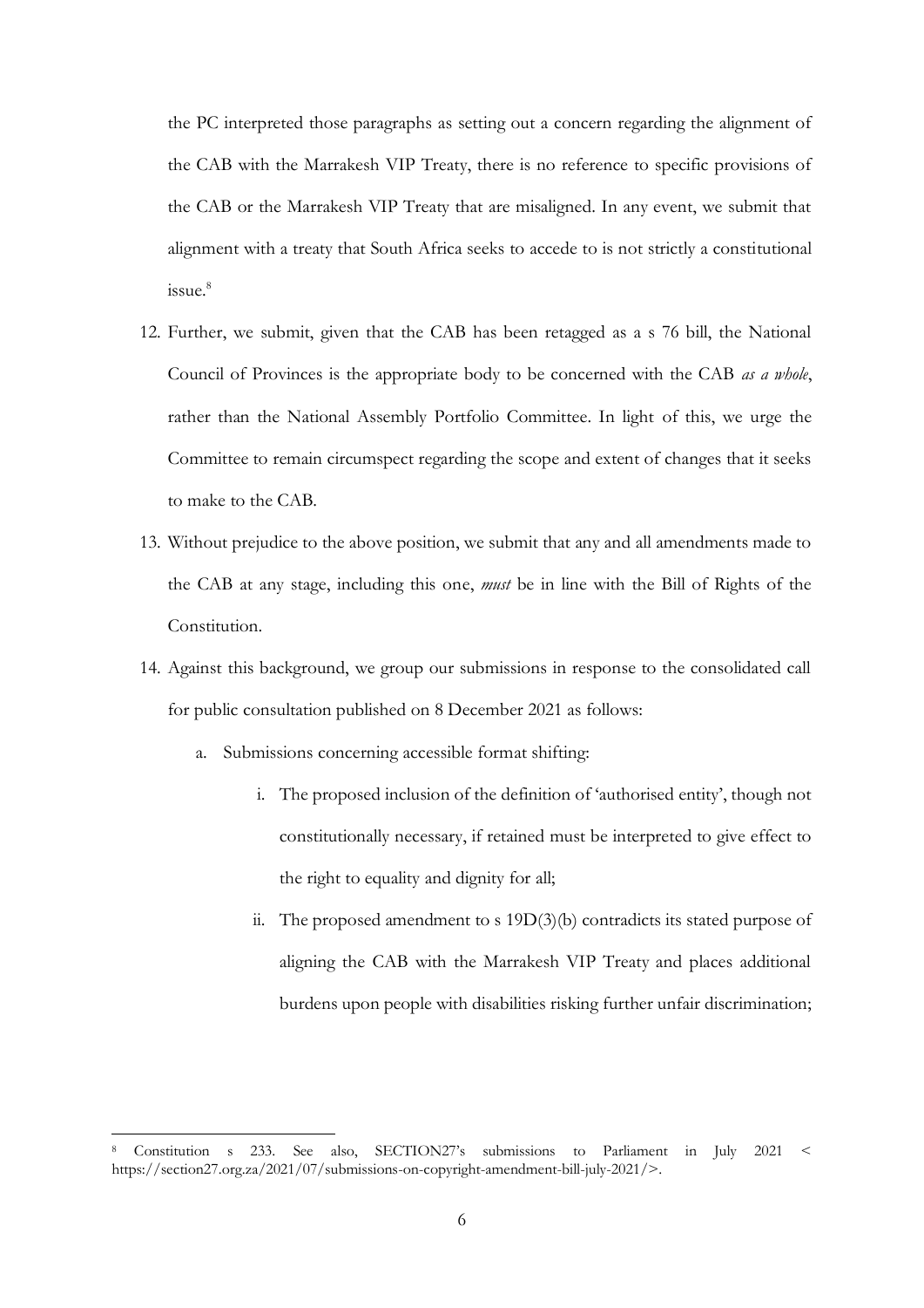the PC interpreted those paragraphs as setting out a concern regarding the alignment of the CAB with the Marrakesh VIP Treaty, there is no reference to specific provisions of the CAB or the Marrakesh VIP Treaty that are misaligned. In any event, we submit that alignment with a treaty that South Africa seeks to accede to is not strictly a constitutional issue.[8]

12. Further, we submit, given that the CAB has been retagged as a s 76 bill, the National Council of Provinces is the appropriate body to be concerned with the CAB *as a whole*, rather than the National Assembly Portfolio Committee. In light of this, we urge the Committee to remain circumspect regarding the scope and extent of changes that it seeks to make to the CAB.

13. Without prejudice to the above position, we submit that any and all amendments made to the CAB at any stage, including this one, *must* be in line with the Bill of Rights of the Constitution.

14. Against this background, we group our submissions in response to the consolidated call for public consultation published on 8 December 2021 as follows:

    a. Submissions concerning accessible format shifting:

        i. The proposed inclusion of the definition of 'authorised entity', though not constitutionally necessary, if retained must be interpreted to give effect to the right to equality and dignity for all;

        ii. The proposed amendment to s 19D(3)(b) contradicts its stated purpose of aligning the CAB with the Marrakesh VIP Treaty and places additional burdens upon people with disabilities risking further unfair discrimination;

---

[8] Constitution s 233. See also, SECTION27's submissions to Parliament in July 2021 < https://section27.org.za/2021/07/submissions-on-copyright-amendment-bill-july-2021/>.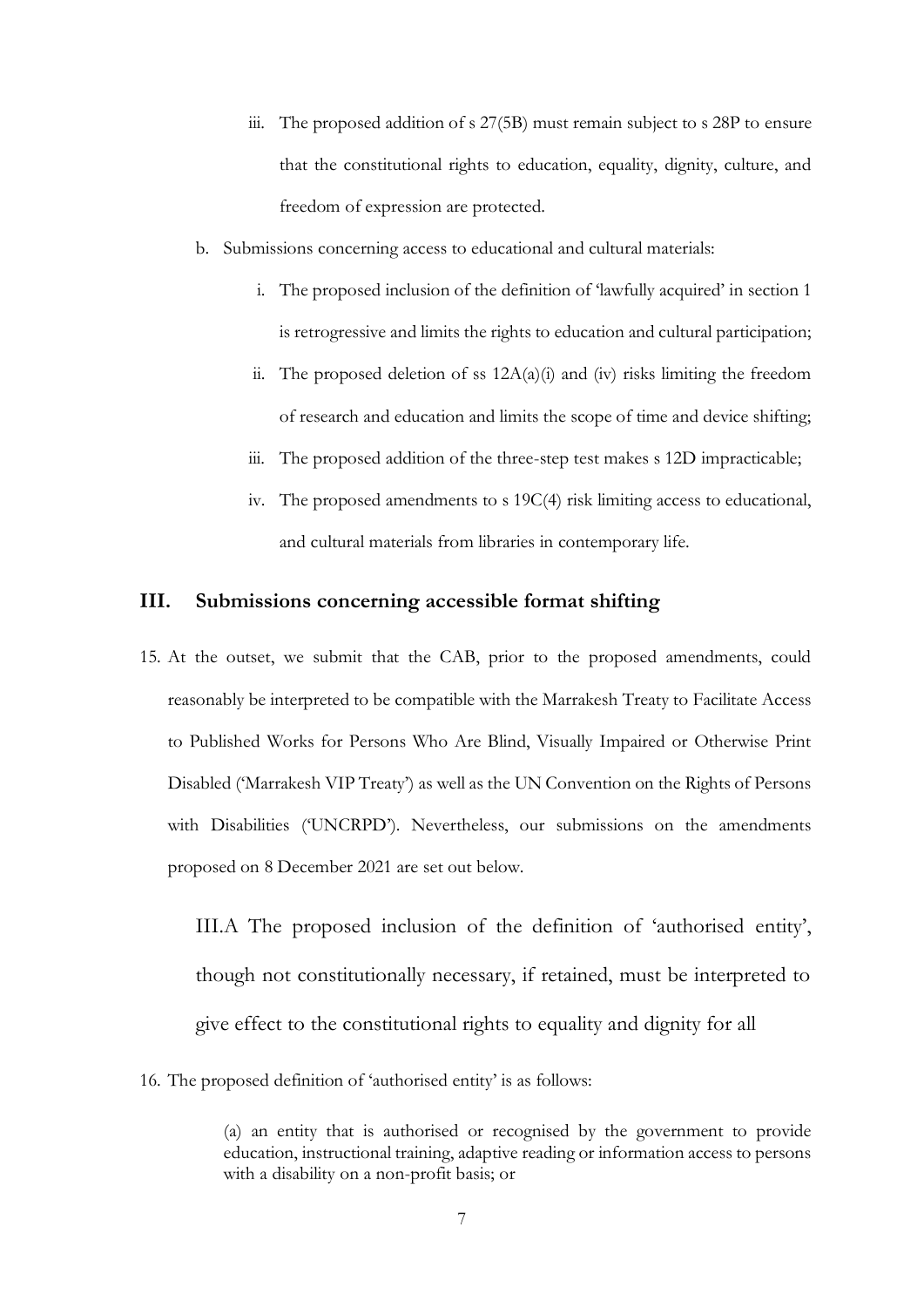iii. The proposed addition of s 27(5B) must remain subject to s 28P to ensure that the constitutional rights to education, equality, dignity, culture, and freedom of expression are protected.

b. Submissions concerning access to educational and cultural materials:

   i. The proposed inclusion of the definition of 'lawfully acquired' in section 1 is retrogressive and limits the rights to education and cultural participation;

   ii. The proposed deletion of ss 12A(a)(i) and (iv) risks limiting the freedom of research and education and limits the scope of time and device shifting;

   iii. The proposed addition of the three-step test makes s 12D impracticable;

   iv. The proposed amendments to s 19C(4) risk limiting access to educational, and cultural materials from libraries in contemporary life.

## III. Submissions concerning accessible format shifting

15. At the outset, we submit that the CAB, prior to the proposed amendments, could reasonably be interpreted to be compatible with the Marrakesh Treaty to Facilitate Access to Published Works for Persons Who Are Blind, Visually Impaired or Otherwise Print Disabled ('Marrakesh VIP Treaty') as well as the UN Convention on the Rights of Persons with Disabilities ('UNCRPD'). Nevertheless, our submissions on the amendments proposed on 8 December 2021 are set out below.

### III.A The proposed inclusion of the definition of 'authorised entity', though not constitutionally necessary, if retained, must be interpreted to give effect to the constitutional rights to equality and dignity for all

16. The proposed definition of 'authorised entity' is as follows:

> (a) an entity that is authorised or recognised by the government to provide education, instructional training, adaptive reading or information access to persons with a disability on a non-profit basis; or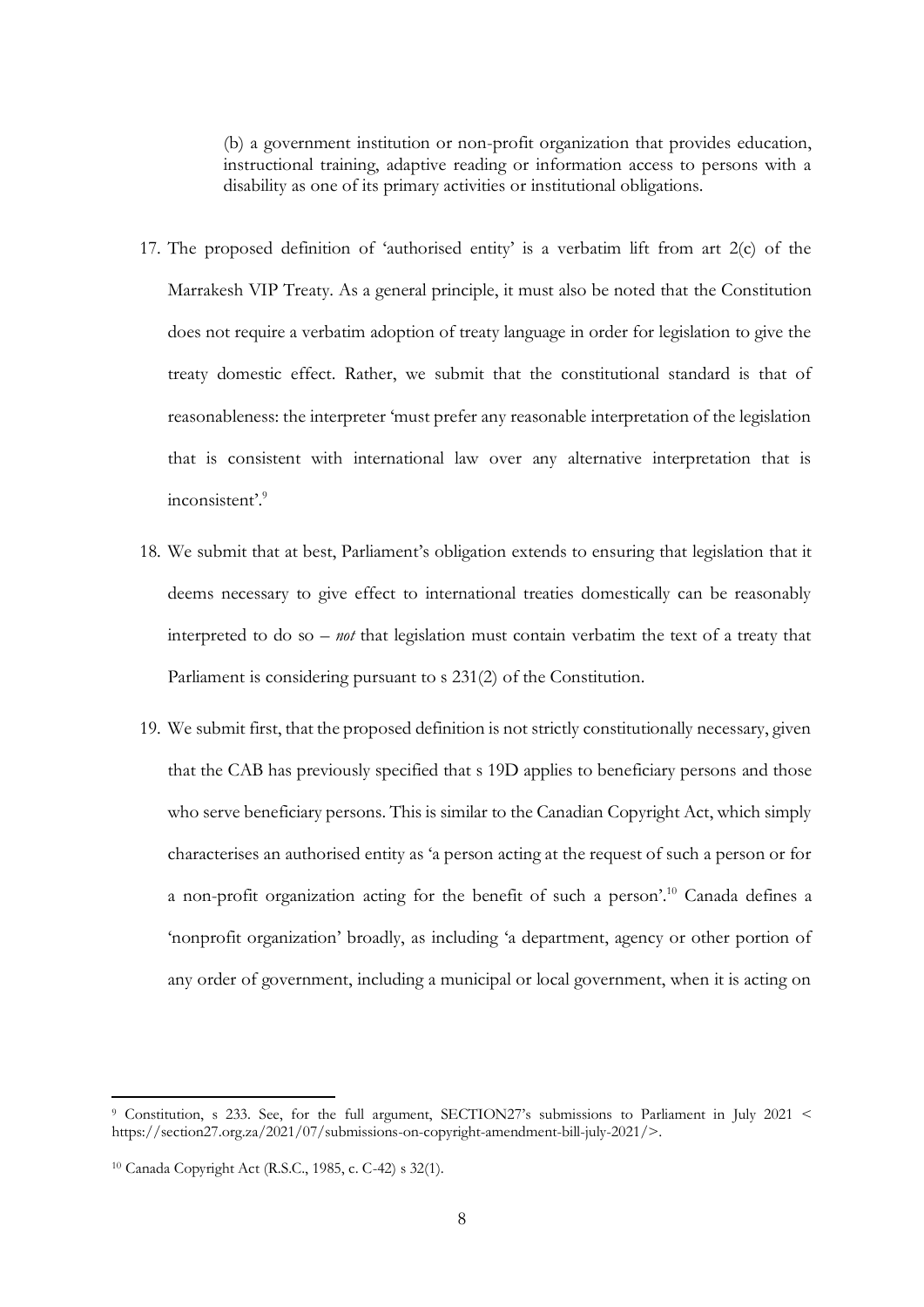> (b) a government institution or non-profit organization that provides education, instructional training, adaptive reading or information access to persons with a disability as one of its primary activities or institutional obligations.

17. The proposed definition of 'authorised entity' is a verbatim lift from art 2(c) of the Marrakesh VIP Treaty. As a general principle, it must also be noted that the Constitution does not require a verbatim adoption of treaty language in order for legislation to give the treaty domestic effect. Rather, we submit that the constitutional standard is that of reasonableness: the interpreter 'must prefer any reasonable interpretation of the legislation that is consistent with international law over any alternative interpretation that is inconsistent'.[9]

18. We submit that at best, Parliament's obligation extends to ensuring that legislation that it deems necessary to give effect to international treaties domestically can be reasonably interpreted to do so – *not* that legislation must contain verbatim the text of a treaty that Parliament is considering pursuant to s 231(2) of the Constitution.

19. We submit first, that the proposed definition is not strictly constitutionally necessary, given that the CAB has previously specified that s 19D applies to beneficiary persons and those who serve beneficiary persons. This is similar to the Canadian Copyright Act, which simply characterises an authorised entity as 'a person acting at the request of such a person or for a non-profit organization acting for the benefit of such a person'.[10] Canada defines a 'nonprofit organization' broadly, as including 'a department, agency or other portion of any order of government, including a municipal or local government, when it is acting on

---

[9] Constitution, s 233. See, for the full argument, SECTION27's submissions to Parliament in July 2021 < https://section27.org.za/2021/07/submissions-on-copyright-amendment-bill-july-2021/>.

[10] Canada Copyright Act (R.S.C., 1985, c. C-42) s 32(1).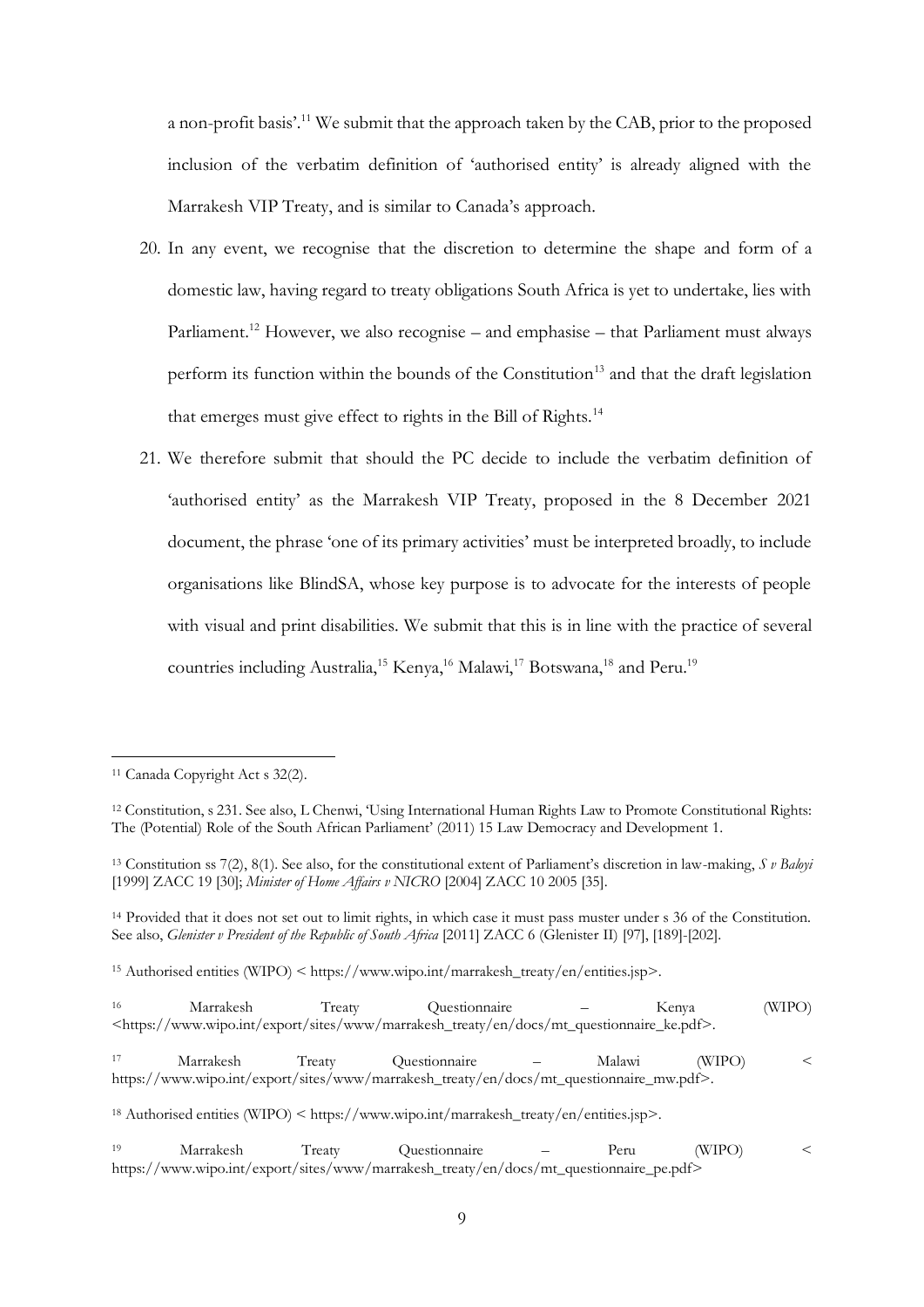a non-profit basis'.[11] We submit that the approach taken by the CAB, prior to the proposed inclusion of the verbatim definition of 'authorised entity' is already aligned with the Marrakesh VIP Treaty, and is similar to Canada's approach.

20. In any event, we recognise that the discretion to determine the shape and form of a domestic law, having regard to treaty obligations South Africa is yet to undertake, lies with Parliament.[12] However, we also recognise – and emphasise – that Parliament must always perform its function within the bounds of the Constitution[13] and that the draft legislation that emerges must give effect to rights in the Bill of Rights.[14]

21. We therefore submit that should the PC decide to include the verbatim definition of 'authorised entity' as the Marrakesh VIP Treaty, proposed in the 8 December 2021 document, the phrase 'one of its primary activities' must be interpreted broadly, to include organisations like BlindSA, whose key purpose is to advocate for the interests of people with visual and print disabilities. We submit that this is in line with the practice of several countries including Australia,[15] Kenya,[16] Malawi,[17] Botswana,[18] and Peru.[19]

---

[11] Canada Copyright Act s 32(2).

[12] Constitution, s 231. See also, L Chenwi, 'Using International Human Rights Law to Promote Constitutional Rights: The (Potential) Role of the South African Parliament' (2011) 15 Law Democracy and Development 1.

[13] Constitution ss 7(2), 8(1). See also, for the constitutional extent of Parliament's discretion in law-making, *S v Baloyi* [1999] ZACC 19 [30]; *Minister of Home Affairs v NICRO* [2004] ZACC 10 2005 [35].

[14] Provided that it does not set out to limit rights, in which case it must pass muster under s 36 of the Constitution. See also, *Glenister v President of the Republic of South Africa* [2011] ZACC 6 (Glenister II) [97], [189]-[202].

[15] Authorised entities (WIPO) < https://www.wipo.int/marrakesh_treaty/en/entities.jsp>.

[16] Marrakesh Treaty Questionnaire – Kenya (WIPO) <https://www.wipo.int/export/sites/www/marrakesh_treaty/en/docs/mt_questionnaire_ke.pdf>.

[17] Marrakesh Treaty Questionnaire – Malawi (WIPO) < https://www.wipo.int/export/sites/www/marrakesh_treaty/en/docs/mt_questionnaire_mw.pdf>.

[18] Authorised entities (WIPO) < https://www.wipo.int/marrakesh_treaty/en/entities.jsp>.

[19] Marrakesh Treaty Questionnaire – Peru (WIPO) < https://www.wipo.int/export/sites/www/marrakesh_treaty/en/docs/mt_questionnaire_pe.pdf>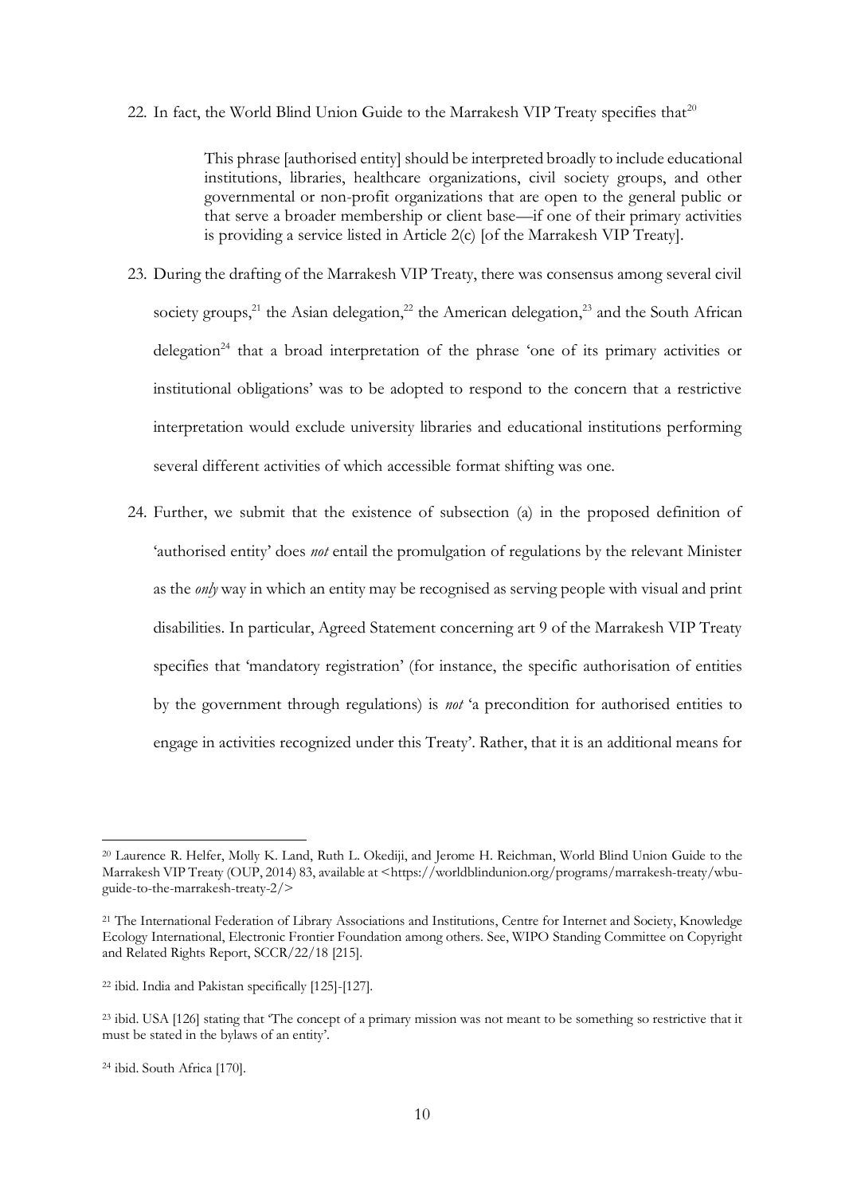22. In fact, the World Blind Union Guide to the Marrakesh VIP Treaty specifies that[20]

> This phrase [authorised entity] should be interpreted broadly to include educational institutions, libraries, healthcare organizations, civil society groups, and other governmental or non-profit organizations that are open to the general public or that serve a broader membership or client base—if one of their primary activities is providing a service listed in Article 2(c) [of the Marrakesh VIP Treaty].

23. During the drafting of the Marrakesh VIP Treaty, there was consensus among several civil society groups,[21] the Asian delegation,[22] the American delegation,[23] and the South African delegation[24] that a broad interpretation of the phrase 'one of its primary activities or institutional obligations' was to be adopted to respond to the concern that a restrictive interpretation would exclude university libraries and educational institutions performing several different activities of which accessible format shifting was one.

24. Further, we submit that the existence of subsection (a) in the proposed definition of 'authorised entity' does *not* entail the promulgation of regulations by the relevant Minister as the *only* way in which an entity may be recognised as serving people with visual and print disabilities. In particular, Agreed Statement concerning art 9 of the Marrakesh VIP Treaty specifies that 'mandatory registration' (for instance, the specific authorisation of entities by the government through regulations) is *not* 'a precondition for authorised entities to engage in activities recognized under this Treaty'. Rather, that it is an additional means for

---

[20] Laurence R. Helfer, Molly K. Land, Ruth L. Okediji, and Jerome H. Reichman, World Blind Union Guide to the Marrakesh VIP Treaty (OUP, 2014) 83, available at <https://worldblindunion.org/programs/marrakesh-treaty/wbu-guide-to-the-marrakesh-treaty-2/>

[21] The International Federation of Library Associations and Institutions, Centre for Internet and Society, Knowledge Ecology International, Electronic Frontier Foundation among others. See, WIPO Standing Committee on Copyright and Related Rights Report, SCCR/22/18 [215].

[22] ibid. India and Pakistan specifically [125]-[127].

[23] ibid. USA [126] stating that 'The concept of a primary mission was not meant to be something so restrictive that it must be stated in the bylaws of an entity'.

[24] ibid. South Africa [170].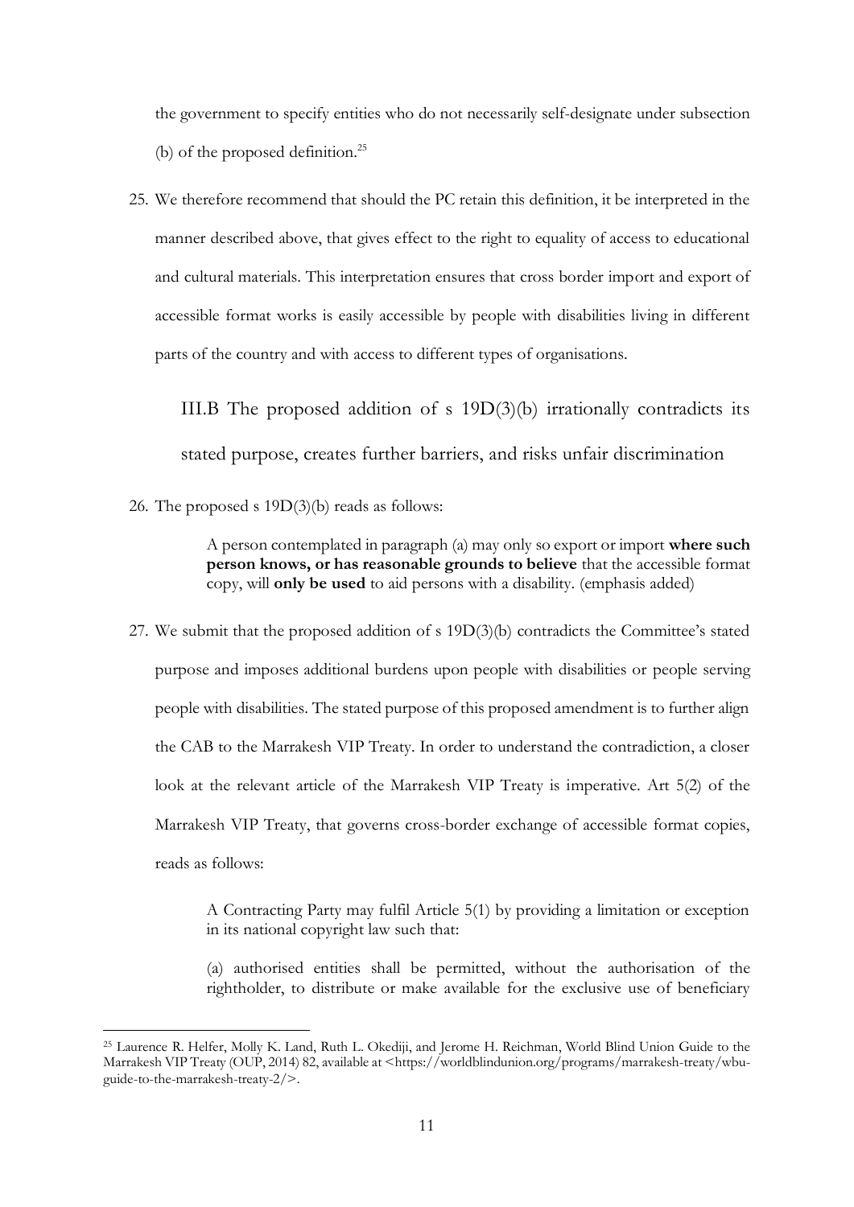the government to specify entities who do not necessarily self-designate under subsection (b) of the proposed definition.[25]

25. We therefore recommend that should the PC retain this definition, it be interpreted in the manner described above, that gives effect to the right to equality of access to educational and cultural materials. This interpretation ensures that cross border import and export of accessible format works is easily accessible by people with disabilities living in different parts of the country and with access to different types of organisations.

### III.B The proposed addition of s 19D(3)(b) irrationally contradicts its stated purpose, creates further barriers, and risks unfair discrimination

26. The proposed s 19D(3)(b) reads as follows:

> A person contemplated in paragraph (a) may only so export or import **where such person knows, or has reasonable grounds to believe** that the accessible format copy, will **only be used** to aid persons with a disability. (emphasis added)

27. We submit that the proposed addition of s 19D(3)(b) contradicts the Committee's stated purpose and imposes additional burdens upon people with disabilities or people serving people with disabilities. The stated purpose of this proposed amendment is to further align the CAB to the Marrakesh VIP Treaty. In order to understand the contradiction, a closer look at the relevant article of the Marrakesh VIP Treaty is imperative. Art 5(2) of the Marrakesh VIP Treaty, that governs cross-border exchange of accessible format copies, reads as follows:

> A Contracting Party may fulfil Article 5(1) by providing a limitation or exception in its national copyright law such that:
>
> (a) authorised entities shall be permitted, without the authorisation of the rightholder, to distribute or make available for the exclusive use of beneficiary

[25] Laurence R. Helfer, Molly K. Land, Ruth L. Okediji, and Jerome H. Reichman, World Blind Union Guide to the Marrakesh VIP Treaty (OUP, 2014) 82, available at <https://worldblindunion.org/programs/marrakesh-treaty/wbu-guide-to-the-marrakesh-treaty-2/>.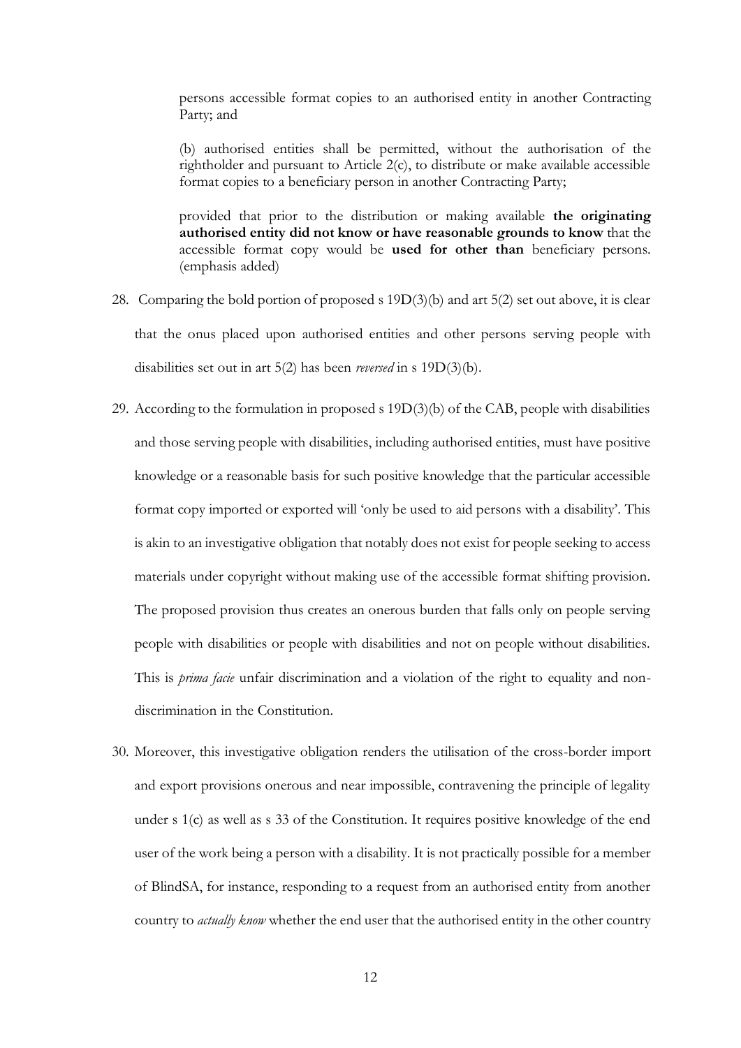> persons accessible format copies to an authorised entity in another Contracting Party; and
>
> (b) authorised entities shall be permitted, without the authorisation of the rightholder and pursuant to Article 2(c), to distribute or make available accessible format copies to a beneficiary person in another Contracting Party;
>
> provided that prior to the distribution or making available **the originating authorised entity did not know or have reasonable grounds to know** that the accessible format copy would be **used for other than** beneficiary persons. (emphasis added)

28. Comparing the bold portion of proposed s 19D(3)(b) and art 5(2) set out above, it is clear that the onus placed upon authorised entities and other persons serving people with disabilities set out in art 5(2) has been *reversed* in s 19D(3)(b).

29. According to the formulation in proposed s 19D(3)(b) of the CAB, people with disabilities and those serving people with disabilities, including authorised entities, must have positive knowledge or a reasonable basis for such positive knowledge that the particular accessible format copy imported or exported will 'only be used to aid persons with a disability'. This is akin to an investigative obligation that notably does not exist for people seeking to access materials under copyright without making use of the accessible format shifting provision. The proposed provision thus creates an onerous burden that falls only on people serving people with disabilities or people with disabilities and not on people without disabilities. This is *prima facie* unfair discrimination and a violation of the right to equality and non-discrimination in the Constitution.

30. Moreover, this investigative obligation renders the utilisation of the cross-border import and export provisions onerous and near impossible, contravening the principle of legality under s 1(c) as well as s 33 of the Constitution. It requires positive knowledge of the end user of the work being a person with a disability. It is not practically possible for a member of BlindSA, for instance, responding to a request from an authorised entity from another country to *actually know* whether the end user that the authorised entity in the other country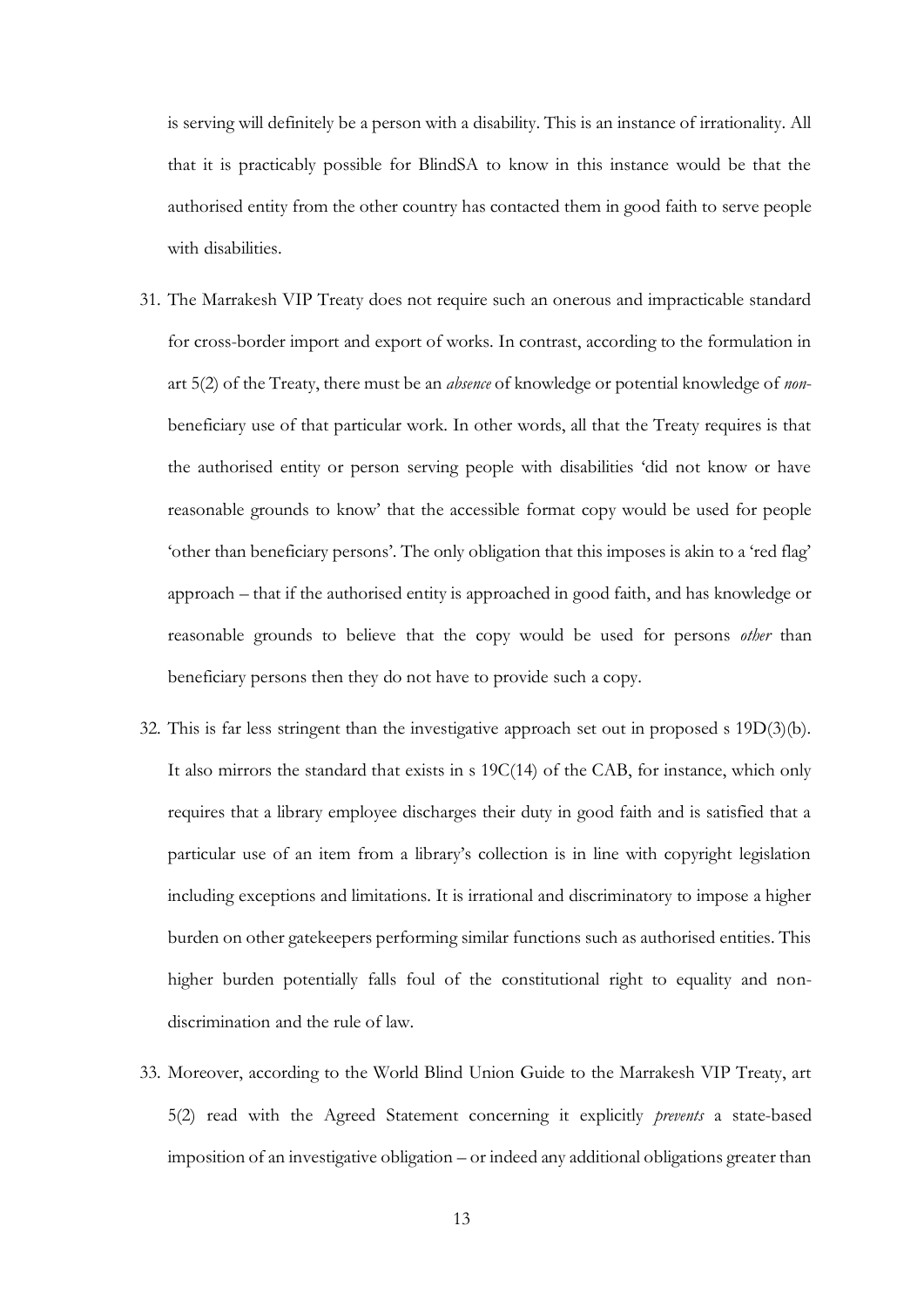is serving will definitely be a person with a disability. This is an instance of irrationality. All that it is practicably possible for BlindSA to know in this instance would be that the authorised entity from the other country has contacted them in good faith to serve people with disabilities.

31. The Marrakesh VIP Treaty does not require such an onerous and impracticable standard for cross-border import and export of works. In contrast, according to the formulation in art 5(2) of the Treaty, there must be an *absence* of knowledge or potential knowledge of *non*-beneficiary use of that particular work. In other words, all that the Treaty requires is that the authorised entity or person serving people with disabilities 'did not know or have reasonable grounds to know' that the accessible format copy would be used for people 'other than beneficiary persons'. The only obligation that this imposes is akin to a 'red flag' approach – that if the authorised entity is approached in good faith, and has knowledge or reasonable grounds to believe that the copy would be used for persons *other* than beneficiary persons then they do not have to provide such a copy.

32. This is far less stringent than the investigative approach set out in proposed s 19D(3)(b). It also mirrors the standard that exists in s 19C(14) of the CAB, for instance, which only requires that a library employee discharges their duty in good faith and is satisfied that a particular use of an item from a library's collection is in line with copyright legislation including exceptions and limitations. It is irrational and discriminatory to impose a higher burden on other gatekeepers performing similar functions such as authorised entities. This higher burden potentially falls foul of the constitutional right to equality and non-discrimination and the rule of law.

33. Moreover, according to the World Blind Union Guide to the Marrakesh VIP Treaty, art 5(2) read with the Agreed Statement concerning it explicitly *prevents* a state-based imposition of an investigative obligation – or indeed any additional obligations greater than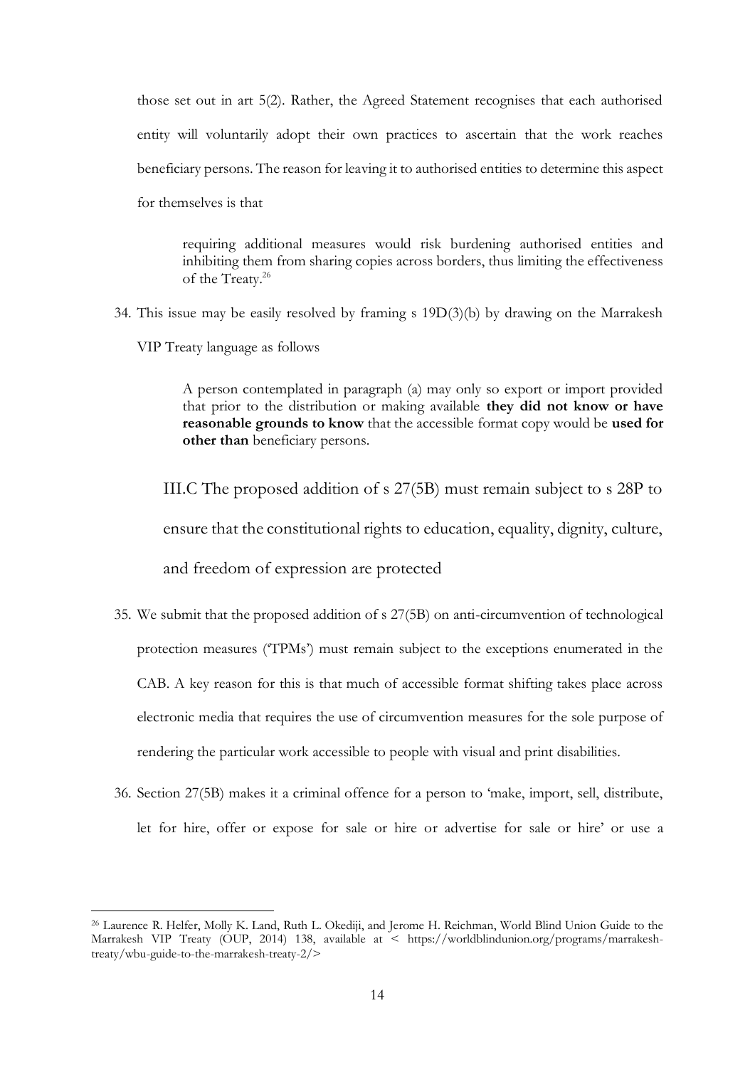those set out in art 5(2). Rather, the Agreed Statement recognises that each authorised entity will voluntarily adopt their own practices to ascertain that the work reaches beneficiary persons. The reason for leaving it to authorised entities to determine this aspect for themselves is that

> requiring additional measures would risk burdening authorised entities and inhibiting them from sharing copies across borders, thus limiting the effectiveness of the Treaty.[26]

34. This issue may be easily resolved by framing s 19D(3)(b) by drawing on the Marrakesh VIP Treaty language as follows

> A person contemplated in paragraph (a) may only so export or import provided that prior to the distribution or making available **they did not know or have reasonable grounds to know** that the accessible format copy would be **used for other than** beneficiary persons.

### III.C The proposed addition of s 27(5B) must remain subject to s 28P to ensure that the constitutional rights to education, equality, dignity, culture, and freedom of expression are protected

35. We submit that the proposed addition of s 27(5B) on anti-circumvention of technological protection measures ('TPMs') must remain subject to the exceptions enumerated in the CAB. A key reason for this is that much of accessible format shifting takes place across electronic media that requires the use of circumvention measures for the sole purpose of rendering the particular work accessible to people with visual and print disabilities.

36. Section 27(5B) makes it a criminal offence for a person to 'make, import, sell, distribute, let for hire, offer or expose for sale or hire or advertise for sale or hire' or use a

---

[26] Laurence R. Helfer, Molly K. Land, Ruth L. Okediji, and Jerome H. Reichman, World Blind Union Guide to the Marrakesh VIP Treaty (OUP, 2014) 138, available at < https://worldblindunion.org/programs/marrakesh-treaty/wbu-guide-to-the-marrakesh-treaty-2/>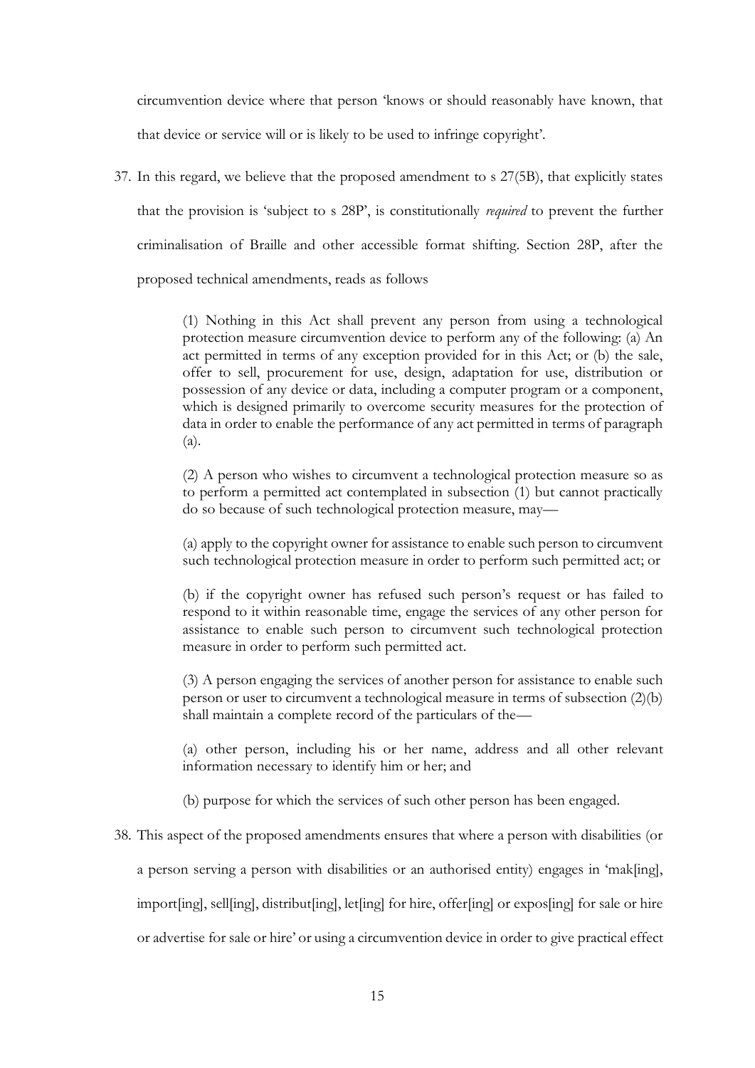circumvention device where that person 'knows or should reasonably have known, that that device or service will or is likely to be used to infringe copyright'.

37. In this regard, we believe that the proposed amendment to s 27(5B), that explicitly states that the provision is 'subject to s 28P', is constitutionally *required* to prevent the further criminalisation of Braille and other accessible format shifting. Section 28P, after the proposed technical amendments, reads as follows

> (1) Nothing in this Act shall prevent any person from using a technological protection measure circumvention device to perform any of the following: (a) An act permitted in terms of any exception provided for in this Act; or (b) the sale, offer to sell, procurement for use, design, adaptation for use, distribution or possession of any device or data, including a computer program or a component, which is designed primarily to overcome security measures for the protection of data in order to enable the performance of any act permitted in terms of paragraph (a).
>
> (2) A person who wishes to circumvent a technological protection measure so as to perform a permitted act contemplated in subsection (1) but cannot practically do so because of such technological protection measure, may—
>
> (a) apply to the copyright owner for assistance to enable such person to circumvent such technological protection measure in order to perform such permitted act; or
>
> (b) if the copyright owner has refused such person's request or has failed to respond to it within reasonable time, engage the services of any other person for assistance to enable such person to circumvent such technological protection measure in order to perform such permitted act.
>
> (3) A person engaging the services of another person for assistance to enable such person or user to circumvent a technological measure in terms of subsection (2)(b) shall maintain a complete record of the particulars of the—
>
> (a) other person, including his or her name, address and all other relevant information necessary to identify him or her; and
>
> (b) purpose for which the services of such other person has been engaged.

38. This aspect of the proposed amendments ensures that where a person with disabilities (or a person serving a person with disabilities or an authorised entity) engages in 'mak[ing], import[ing], sell[ing], distribut[ing], let[ing] for hire, offer[ing] or expos[ing] for sale or hire or advertise for sale or hire' or using a circumvention device in order to give practical effect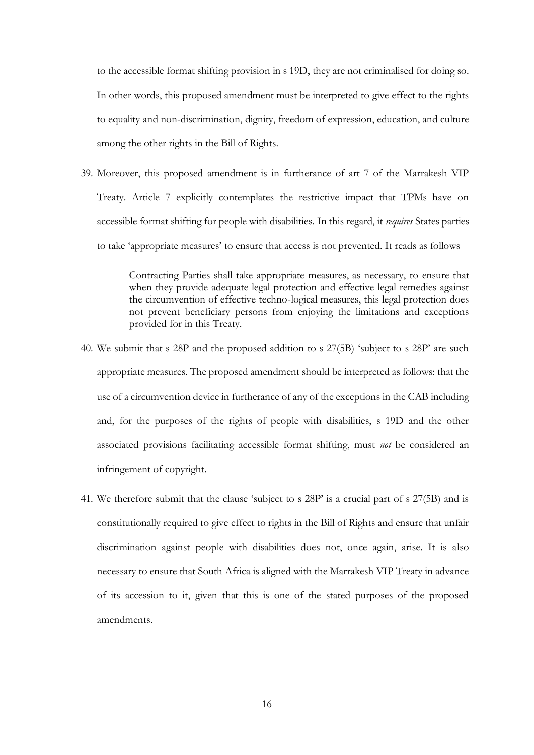to the accessible format shifting provision in s 19D, they are not criminalised for doing so. In other words, this proposed amendment must be interpreted to give effect to the rights to equality and non-discrimination, dignity, freedom of expression, education, and culture among the other rights in the Bill of Rights.

39. Moreover, this proposed amendment is in furtherance of art 7 of the Marrakesh VIP Treaty. Article 7 explicitly contemplates the restrictive impact that TPMs have on accessible format shifting for people with disabilities. In this regard, it *requires* States parties to take 'appropriate measures' to ensure that access is not prevented. It reads as follows

> Contracting Parties shall take appropriate measures, as necessary, to ensure that when they provide adequate legal protection and effective legal remedies against the circumvention of effective techno-logical measures, this legal protection does not prevent beneficiary persons from enjoying the limitations and exceptions provided for in this Treaty.

40. We submit that s 28P and the proposed addition to s 27(5B) 'subject to s 28P' are such appropriate measures. The proposed amendment should be interpreted as follows: that the use of a circumvention device in furtherance of any of the exceptions in the CAB including and, for the purposes of the rights of people with disabilities, s 19D and the other associated provisions facilitating accessible format shifting, must *not* be considered an infringement of copyright.

41. We therefore submit that the clause 'subject to s 28P' is a crucial part of s 27(5B) and is constitutionally required to give effect to rights in the Bill of Rights and ensure that unfair discrimination against people with disabilities does not, once again, arise. It is also necessary to ensure that South Africa is aligned with the Marrakesh VIP Treaty in advance of its accession to it, given that this is one of the stated purposes of the proposed amendments.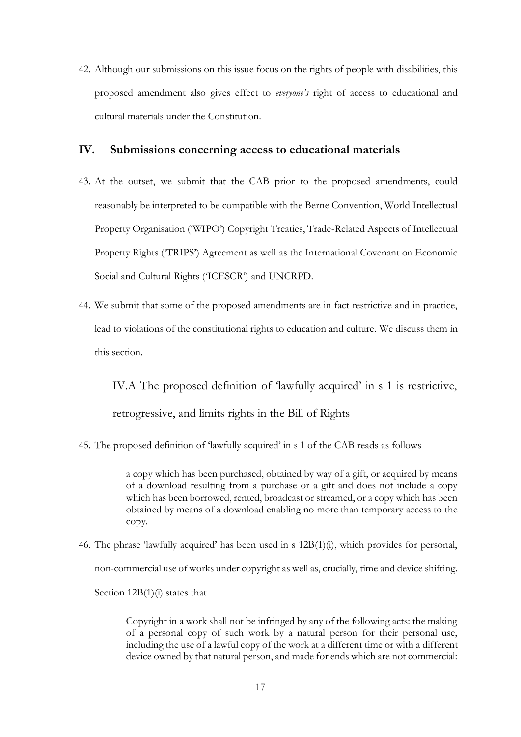42. Although our submissions on this issue focus on the rights of people with disabilities, this proposed amendment also gives effect to *everyone's* right of access to educational and cultural materials under the Constitution.

## IV. Submissions concerning access to educational materials

43. At the outset, we submit that the CAB prior to the proposed amendments, could reasonably be interpreted to be compatible with the Berne Convention, World Intellectual Property Organisation ('WIPO') Copyright Treaties, Trade-Related Aspects of Intellectual Property Rights ('TRIPS') Agreement as well as the International Covenant on Economic Social and Cultural Rights ('ICESCR') and UNCRPD.

44. We submit that some of the proposed amendments are in fact restrictive and in practice, lead to violations of the constitutional rights to education and culture. We discuss them in this section.

### IV.A The proposed definition of 'lawfully acquired' in s 1 is restrictive, retrogressive, and limits rights in the Bill of Rights

45. The proposed definition of 'lawfully acquired' in s 1 of the CAB reads as follows

> a copy which has been purchased, obtained by way of a gift, or acquired by means of a download resulting from a purchase or a gift and does not include a copy which has been borrowed, rented, broadcast or streamed, or a copy which has been obtained by means of a download enabling no more than temporary access to the copy.

46. The phrase 'lawfully acquired' has been used in s 12B(1)(i), which provides for personal, non-commercial use of works under copyright as well as, crucially, time and device shifting. Section 12B(1)(i) states that

> Copyright in a work shall not be infringed by any of the following acts: the making of a personal copy of such work by a natural person for their personal use, including the use of a lawful copy of the work at a different time or with a different device owned by that natural person, and made for ends which are not commercial: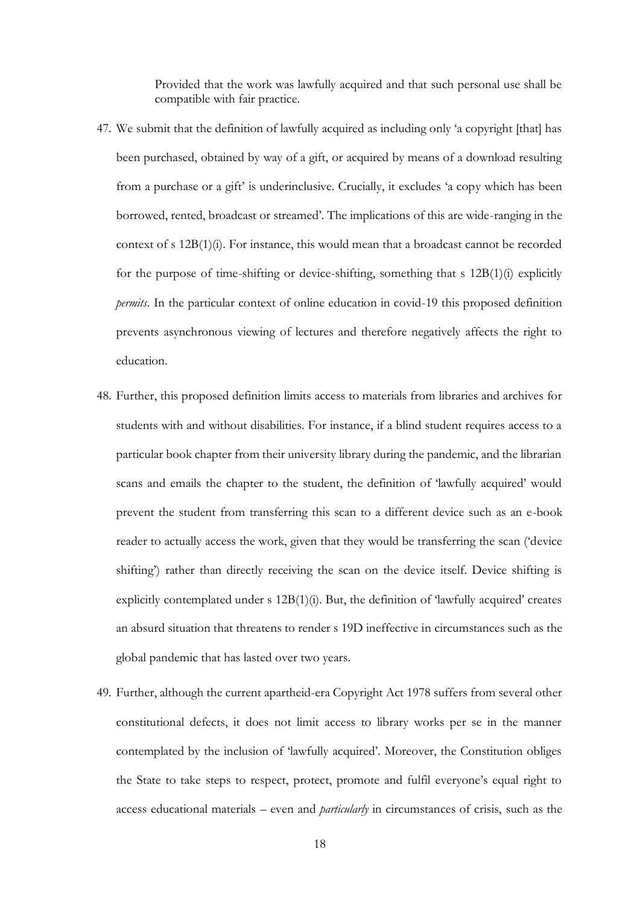Provided that the work was lawfully acquired and that such personal use shall be compatible with fair practice.

47. We submit that the definition of lawfully acquired as including only 'a copyright [that] has been purchased, obtained by way of a gift, or acquired by means of a download resulting from a purchase or a gift' is underinclusive. Crucially, it excludes 'a copy which has been borrowed, rented, broadcast or streamed'. The implications of this are wide-ranging in the context of s 12B(1)(i). For instance, this would mean that a broadcast cannot be recorded for the purpose of time-shifting or device-shifting, something that s 12B(1)(i) explicitly *permits*. In the particular context of online education in covid-19 this proposed definition prevents asynchronous viewing of lectures and therefore negatively affects the right to education.

48. Further, this proposed definition limits access to materials from libraries and archives for students with and without disabilities. For instance, if a blind student requires access to a particular book chapter from their university library during the pandemic, and the librarian scans and emails the chapter to the student, the definition of 'lawfully acquired' would prevent the student from transferring this scan to a different device such as an e-book reader to actually access the work, given that they would be transferring the scan ('device shifting') rather than directly receiving the scan on the device itself. Device shifting is explicitly contemplated under s 12B(1)(i). But, the definition of 'lawfully acquired' creates an absurd situation that threatens to render s 19D ineffective in circumstances such as the global pandemic that has lasted over two years.

49. Further, although the current apartheid-era Copyright Act 1978 suffers from several other constitutional defects, it does not limit access to library works per se in the manner contemplated by the inclusion of 'lawfully acquired'. Moreover, the Constitution obliges the State to take steps to respect, protect, promote and fulfil everyone's equal right to access educational materials – even and *particularly* in circumstances of crisis, such as the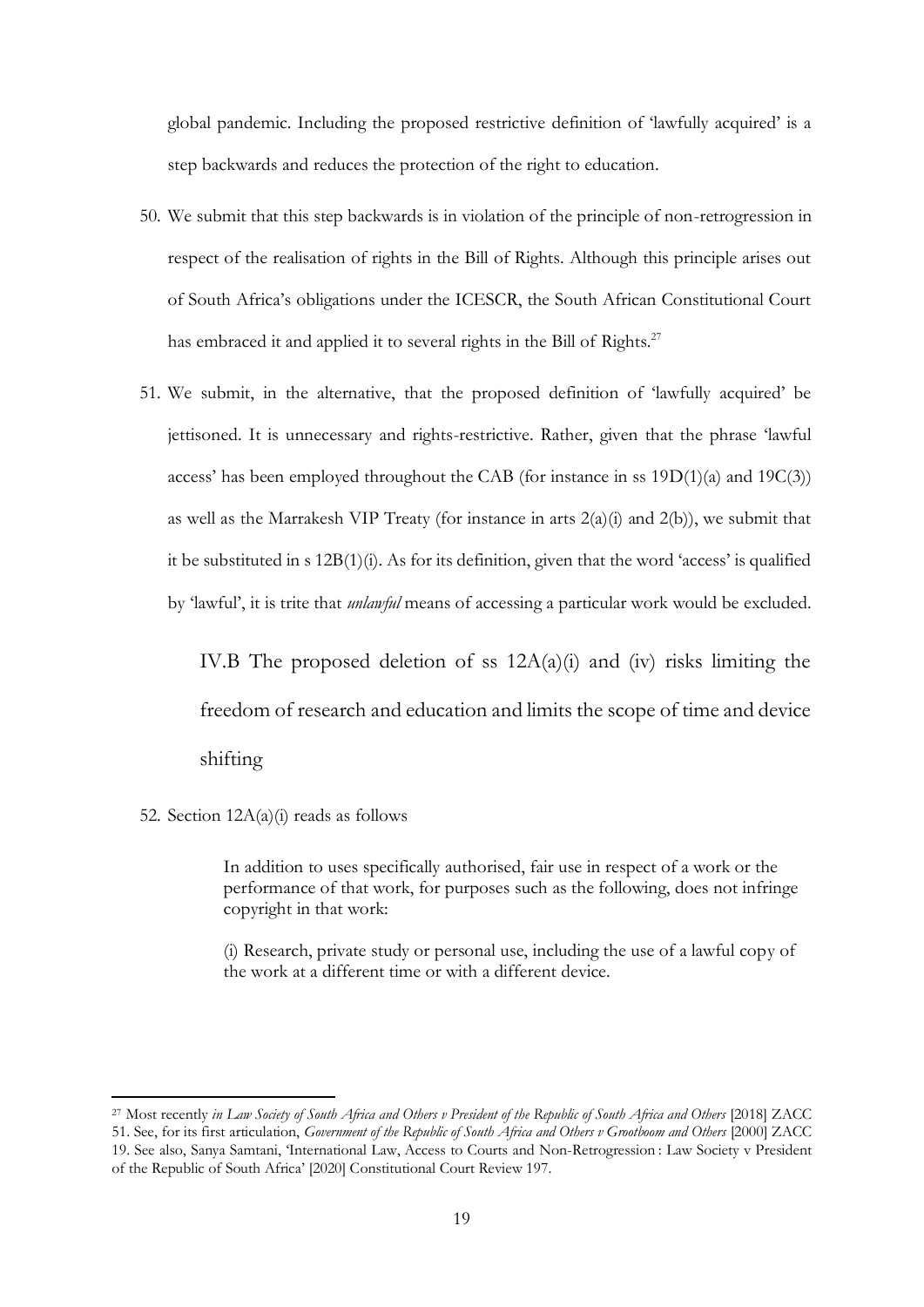global pandemic. Including the proposed restrictive definition of 'lawfully acquired' is a step backwards and reduces the protection of the right to education.

50. We submit that this step backwards is in violation of the principle of non-retrogression in respect of the realisation of rights in the Bill of Rights. Although this principle arises out of South Africa's obligations under the ICESCR, the South African Constitutional Court has embraced it and applied it to several rights in the Bill of Rights.[27]

51. We submit, in the alternative, that the proposed definition of 'lawfully acquired' be jettisoned. It is unnecessary and rights-restrictive. Rather, given that the phrase 'lawful access' has been employed throughout the CAB (for instance in ss 19D(1)(a) and 19C(3)) as well as the Marrakesh VIP Treaty (for instance in arts 2(a)(i) and 2(b)), we submit that it be substituted in s 12B(1)(i). As for its definition, given that the word 'access' is qualified by 'lawful', it is trite that *unlawful* means of accessing a particular work would be excluded.

### IV.B The proposed deletion of ss 12A(a)(i) and (iv) risks limiting the freedom of research and education and limits the scope of time and device shifting

52. Section 12A(a)(i) reads as follows

> In addition to uses specifically authorised, fair use in respect of a work or the performance of that work, for purposes such as the following, does not infringe copyright in that work:
>
> (i) Research, private study or personal use, including the use of a lawful copy of the work at a different time or with a different device.

---

[27] Most recently *in Law Society of South Africa and Others v President of the Republic of South Africa and Others* [2018] ZACC 51. See, for its first articulation, *Government of the Republic of South Africa and Others v Grootboom and Others* [2000] ZACC 19. See also, Sanya Samtani, 'International Law, Access to Courts and Non-Retrogression : Law Society v President of the Republic of South Africa' [2020] Constitutional Court Review 197.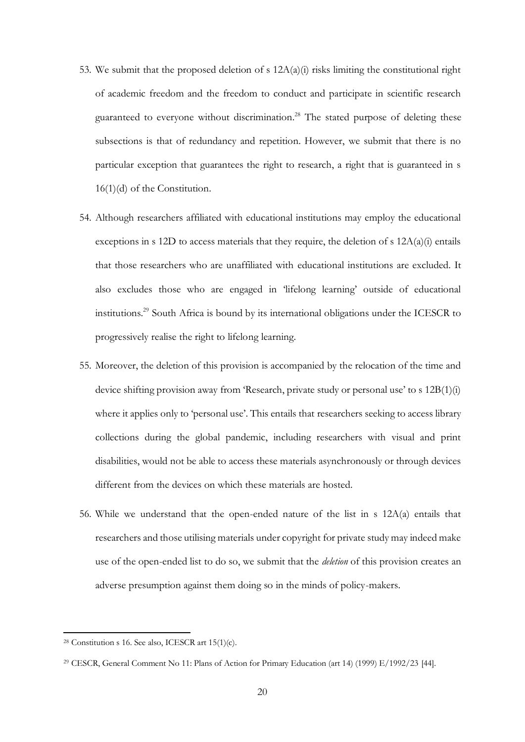53. We submit that the proposed deletion of s 12A(a)(i) risks limiting the constitutional right of academic freedom and the freedom to conduct and participate in scientific research guaranteed to everyone without discrimination.[28] The stated purpose of deleting these subsections is that of redundancy and repetition. However, we submit that there is no particular exception that guarantees the right to research, a right that is guaranteed in s 16(1)(d) of the Constitution.

54. Although researchers affiliated with educational institutions may employ the educational exceptions in s 12D to access materials that they require, the deletion of s 12A(a)(i) entails that those researchers who are unaffiliated with educational institutions are excluded. It also excludes those who are engaged in 'lifelong learning' outside of educational institutions.[29] South Africa is bound by its international obligations under the ICESCR to progressively realise the right to lifelong learning.

55. Moreover, the deletion of this provision is accompanied by the relocation of the time and device shifting provision away from 'Research, private study or personal use' to s 12B(1)(i) where it applies only to 'personal use'. This entails that researchers seeking to access library collections during the global pandemic, including researchers with visual and print disabilities, would not be able to access these materials asynchronously or through devices different from the devices on which these materials are hosted.

56. While we understand that the open-ended nature of the list in s 12A(a) entails that researchers and those utilising materials under copyright for private study may indeed make use of the open-ended list to do so, we submit that the *deletion* of this provision creates an adverse presumption against them doing so in the minds of policy-makers.

---

[28] Constitution s 16. See also, ICESCR art 15(1)(c).

[29] CESCR, General Comment No 11: Plans of Action for Primary Education (art 14) (1999) E/1992/23 [44].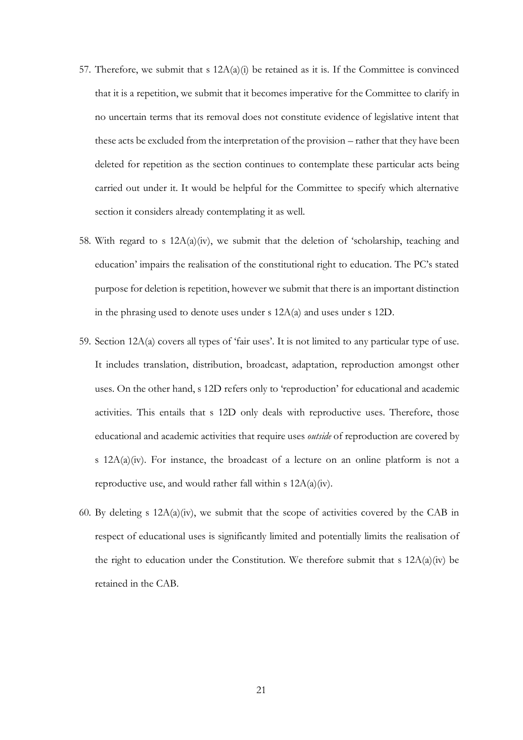57. Therefore, we submit that s 12A(a)(i) be retained as it is. If the Committee is convinced that it is a repetition, we submit that it becomes imperative for the Committee to clarify in no uncertain terms that its removal does not constitute evidence of legislative intent that these acts be excluded from the interpretation of the provision – rather that they have been deleted for repetition as the section continues to contemplate these particular acts being carried out under it. It would be helpful for the Committee to specify which alternative section it considers already contemplating it as well.

58. With regard to s 12A(a)(iv), we submit that the deletion of 'scholarship, teaching and education' impairs the realisation of the constitutional right to education. The PC's stated purpose for deletion is repetition, however we submit that there is an important distinction in the phrasing used to denote uses under s 12A(a) and uses under s 12D.

59. Section 12A(a) covers all types of 'fair uses'. It is not limited to any particular type of use. It includes translation, distribution, broadcast, adaptation, reproduction amongst other uses. On the other hand, s 12D refers only to 'reproduction' for educational and academic activities. This entails that s 12D only deals with reproductive uses. Therefore, those educational and academic activities that require uses *outside* of reproduction are covered by s 12A(a)(iv). For instance, the broadcast of a lecture on an online platform is not a reproductive use, and would rather fall within s 12A(a)(iv).

60. By deleting s 12A(a)(iv), we submit that the scope of activities covered by the CAB in respect of educational uses is significantly limited and potentially limits the realisation of the right to education under the Constitution. We therefore submit that s 12A(a)(iv) be retained in the CAB.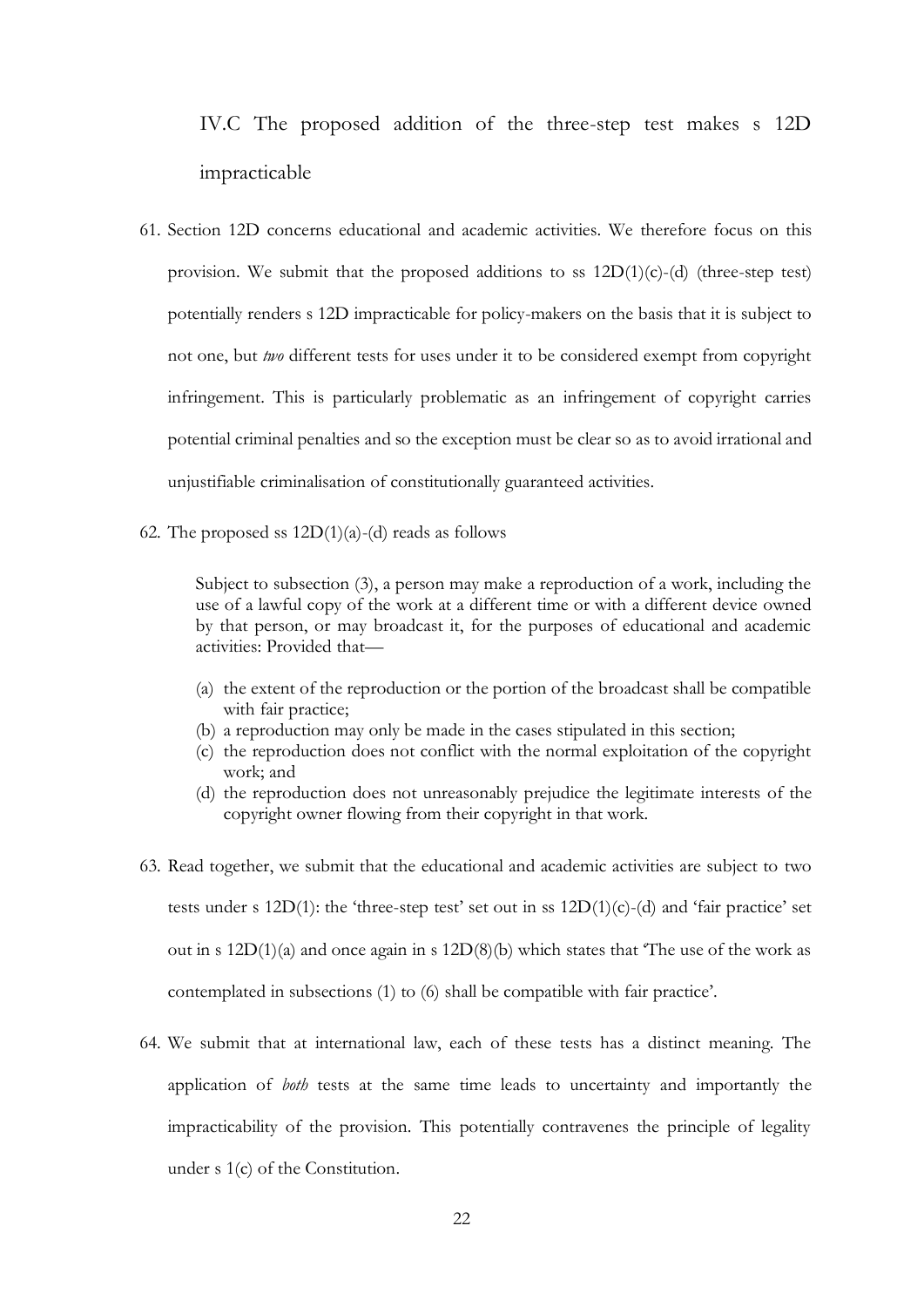### IV.C The proposed addition of the three-step test makes s 12D impracticable

61. Section 12D concerns educational and academic activities. We therefore focus on this provision. We submit that the proposed additions to ss 12D(1)(c)-(d) (three-step test) potentially renders s 12D impracticable for policy-makers on the basis that it is subject to not one, but *two* different tests for uses under it to be considered exempt from copyright infringement. This is particularly problematic as an infringement of copyright carries potential criminal penalties and so the exception must be clear so as to avoid irrational and unjustifiable criminalisation of constitutionally guaranteed activities.

62. The proposed ss 12D(1)(a)-(d) reads as follows

> Subject to subsection (3), a person may make a reproduction of a work, including the use of a lawful copy of the work at a different time or with a different device owned by that person, or may broadcast it, for the purposes of educational and academic activities: Provided that—
>
> (a) the extent of the reproduction or the portion of the broadcast shall be compatible with fair practice;
> (b) a reproduction may only be made in the cases stipulated in this section;
> (c) the reproduction does not conflict with the normal exploitation of the copyright work; and
> (d) the reproduction does not unreasonably prejudice the legitimate interests of the copyright owner flowing from their copyright in that work.

63. Read together, we submit that the educational and academic activities are subject to two tests under s 12D(1): the 'three-step test' set out in ss 12D(1)(c)-(d) and 'fair practice' set out in s 12D(1)(a) and once again in s 12D(8)(b) which states that 'The use of the work as contemplated in subsections (1) to (6) shall be compatible with fair practice'.

64. We submit that at international law, each of these tests has a distinct meaning. The application of *both* tests at the same time leads to uncertainty and importantly the impracticability of the provision. This potentially contravenes the principle of legality under s 1(c) of the Constitution.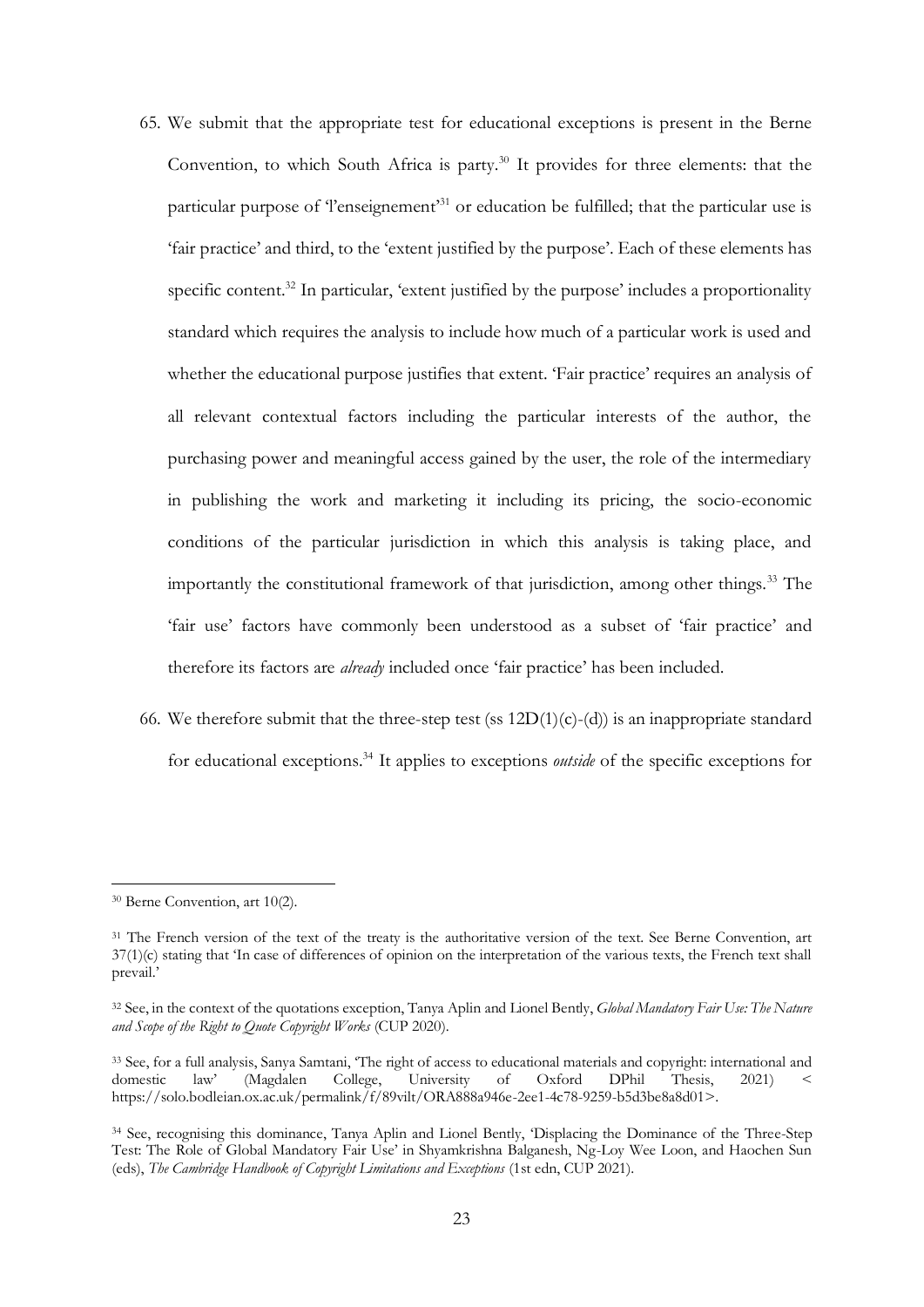65. We submit that the appropriate test for educational exceptions is present in the Berne Convention, to which South Africa is party.[30] It provides for three elements: that the particular purpose of 'l'enseignement'[31] or education be fulfilled; that the particular use is 'fair practice' and third, to the 'extent justified by the purpose'. Each of these elements has specific content.[32] In particular, 'extent justified by the purpose' includes a proportionality standard which requires the analysis to include how much of a particular work is used and whether the educational purpose justifies that extent. 'Fair practice' requires an analysis of all relevant contextual factors including the particular interests of the author, the purchasing power and meaningful access gained by the user, the role of the intermediary in publishing the work and marketing it including its pricing, the socio-economic conditions of the particular jurisdiction in which this analysis is taking place, and importantly the constitutional framework of that jurisdiction, among other things.[33] The 'fair use' factors have commonly been understood as a subset of 'fair practice' and therefore its factors are *already* included once 'fair practice' has been included.

66. We therefore submit that the three-step test (ss 12D(1)(c)-(d)) is an inappropriate standard for educational exceptions.[34] It applies to exceptions *outside* of the specific exceptions for

---

[30] Berne Convention, art 10(2).

[31] The French version of the text of the treaty is the authoritative version of the text. See Berne Convention, art 37(1)(c) stating that 'In case of differences of opinion on the interpretation of the various texts, the French text shall prevail.'

[32] See, in the context of the quotations exception, Tanya Aplin and Lionel Bently, *Global Mandatory Fair Use: The Nature and Scope of the Right to Quote Copyright Works* (CUP 2020).

[33] See, for a full analysis, Sanya Samtani, 'The right of access to educational materials and copyright: international and domestic law' (Magdalen College, University of Oxford DPhil Thesis, 2021) < https://solo.bodleian.ox.ac.uk/permalink/f/89vilt/ORA888a946e-2ee1-4c78-9259-b5d3be8a8d01>.

[34] See, recognising this dominance, Tanya Aplin and Lionel Bently, 'Displacing the Dominance of the Three-Step Test: The Role of Global Mandatory Fair Use' in Shyamkrishna Balganesh, Ng-Loy Wee Loon, and Haochen Sun (eds), *The Cambridge Handbook of Copyright Limitations and Exceptions* (1st edn, CUP 2021).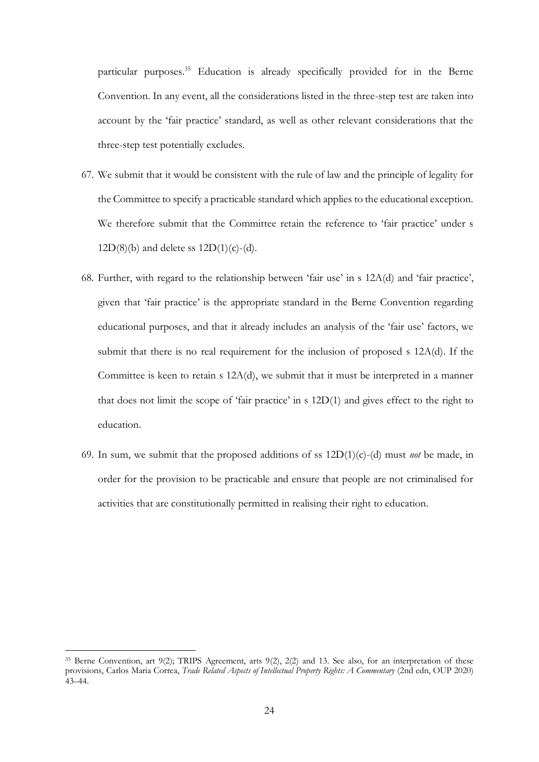particular purposes.[35] Education is already specifically provided for in the Berne Convention. In any event, all the considerations listed in the three-step test are taken into account by the 'fair practice' standard, as well as other relevant considerations that the three-step test potentially excludes.

67. We submit that it would be consistent with the rule of law and the principle of legality for the Committee to specify a practicable standard which applies to the educational exception. We therefore submit that the Committee retain the reference to 'fair practice' under s 12D(8)(b) and delete ss 12D(1)(c)-(d).

68. Further, with regard to the relationship between 'fair use' in s 12A(d) and 'fair practice', given that 'fair practice' is the appropriate standard in the Berne Convention regarding educational purposes, and that it already includes an analysis of the 'fair use' factors, we submit that there is no real requirement for the inclusion of proposed s 12A(d). If the Committee is keen to retain s 12A(d), we submit that it must be interpreted in a manner that does not limit the scope of 'fair practice' in s 12D(1) and gives effect to the right to education.

69. In sum, we submit that the proposed additions of ss 12D(1)(c)-(d) must *not* be made, in order for the provision to be practicable and ensure that people are not criminalised for activities that are constitutionally permitted in realising their right to education.

---

[35] Berne Convention, art 9(2); TRIPS Agreement, arts 9(2), 2(2) and 13. See also, for an interpretation of these provisions, Carlos Maria Correa, *Trade Related Aspects of Intellectual Property Rights: A Commentary* (2nd edn, OUP 2020) 43–44.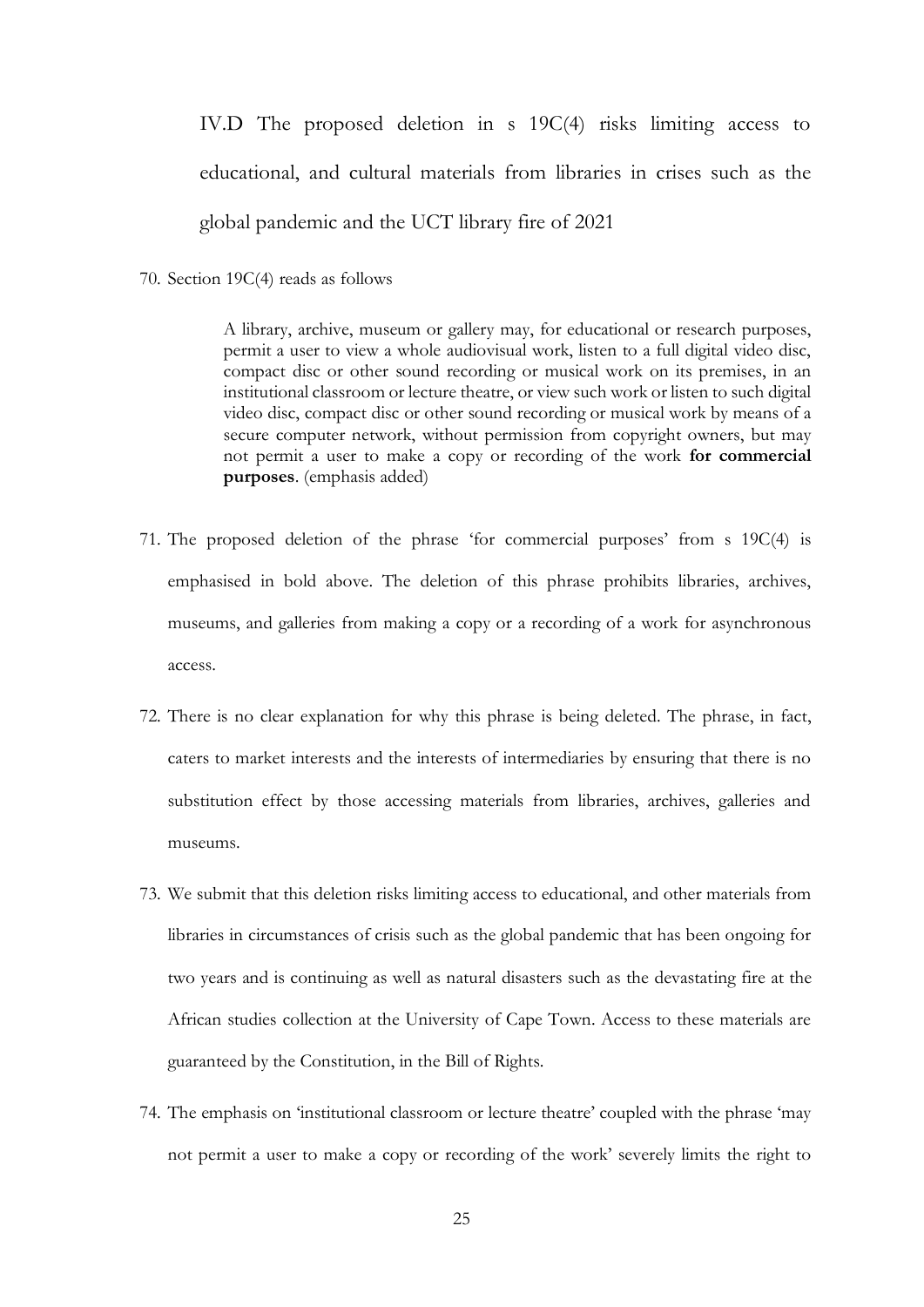### IV.D The proposed deletion in s 19C(4) risks limiting access to educational, and cultural materials from libraries in crises such as the global pandemic and the UCT library fire of 2021

70. Section 19C(4) reads as follows

> A library, archive, museum or gallery may, for educational or research purposes, permit a user to view a whole audiovisual work, listen to a full digital video disc, compact disc or other sound recording or musical work on its premises, in an institutional classroom or lecture theatre, or view such work or listen to such digital video disc, compact disc or other sound recording or musical work by means of a secure computer network, without permission from copyright owners, but may not permit a user to make a copy or recording of the work **for commercial purposes**. (emphasis added)

71. The proposed deletion of the phrase 'for commercial purposes' from s 19C(4) is emphasised in bold above. The deletion of this phrase prohibits libraries, archives, museums, and galleries from making a copy or a recording of a work for asynchronous access.

72. There is no clear explanation for why this phrase is being deleted. The phrase, in fact, caters to market interests and the interests of intermediaries by ensuring that there is no substitution effect by those accessing materials from libraries, archives, galleries and museums.

73. We submit that this deletion risks limiting access to educational, and other materials from libraries in circumstances of crisis such as the global pandemic that has been ongoing for two years and is continuing as well as natural disasters such as the devastating fire at the African studies collection at the University of Cape Town. Access to these materials are guaranteed by the Constitution, in the Bill of Rights.

74. The emphasis on 'institutional classroom or lecture theatre' coupled with the phrase 'may not permit a user to make a copy or recording of the work' severely limits the right to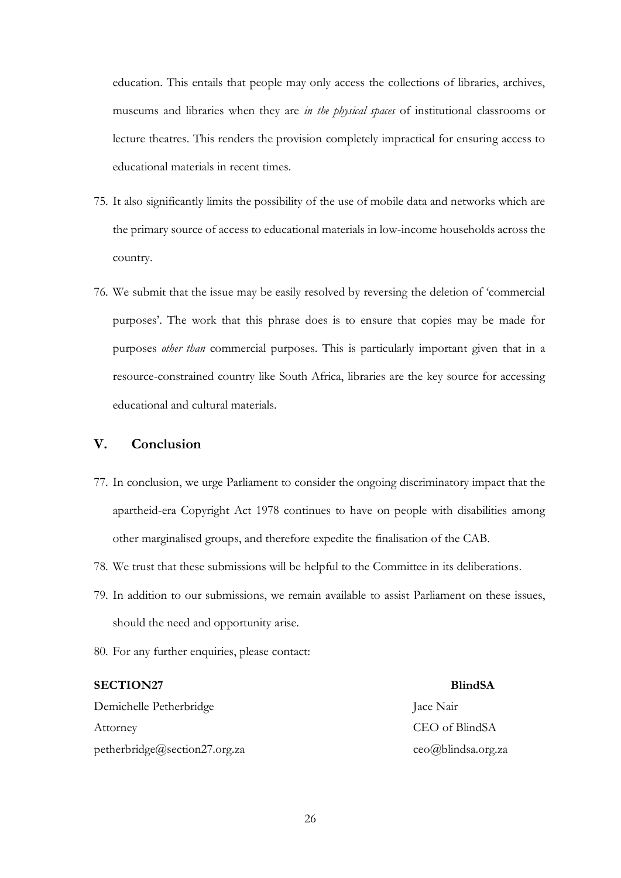education. This entails that people may only access the collections of libraries, archives, museums and libraries when they are *in the physical spaces* of institutional classrooms or lecture theatres. This renders the provision completely impractical for ensuring access to educational materials in recent times.

75. It also significantly limits the possibility of the use of mobile data and networks which are the primary source of access to educational materials in low-income households across the country.

76. We submit that the issue may be easily resolved by reversing the deletion of 'commercial purposes'. The work that this phrase does is to ensure that copies may be made for purposes *other than* commercial purposes. This is particularly important given that in a resource-constrained country like South Africa, libraries are the key source for accessing educational and cultural materials.

## V. Conclusion

77. In conclusion, we urge Parliament to consider the ongoing discriminatory impact that the apartheid-era Copyright Act 1978 continues to have on people with disabilities among other marginalised groups, and therefore expedite the finalisation of the CAB.

78. We trust that these submissions will be helpful to the Committee in its deliberations.

79. In addition to our submissions, we remain available to assist Parliament on these issues, should the need and opportunity arise.

80. For any further enquiries, please contact:

**SECTION27**
Demichelle Petherbridge
Attorney
petherbridge@section27.org.za

**BlindSA**
Jace Nair
CEO of BlindSA
ceo@blindsa.org.za